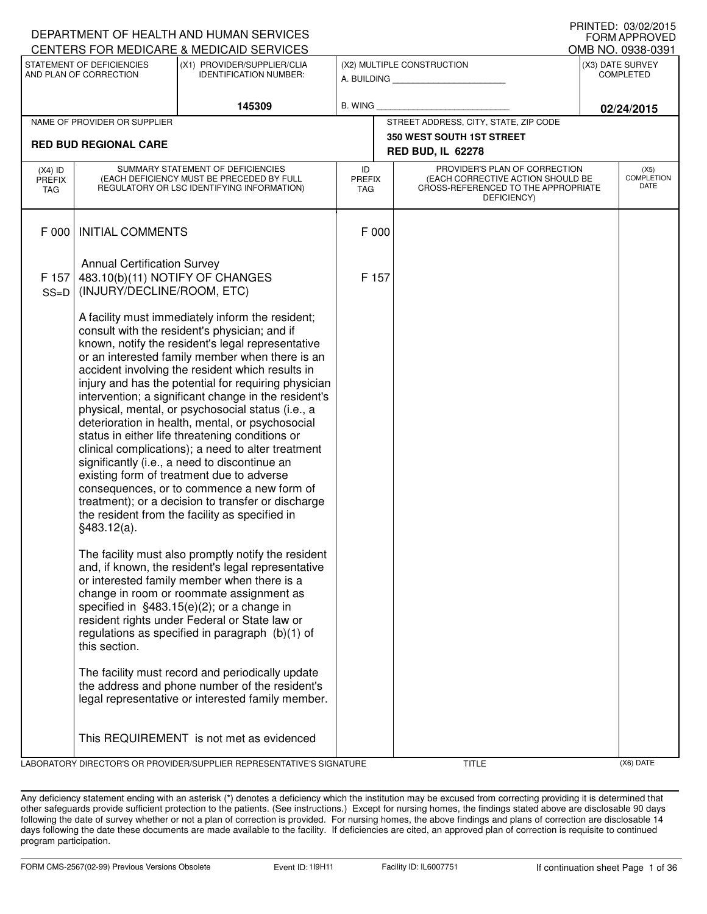DEPARTMENT OF HEALTH AND HUMAN SERVICES
CENTERS FOR MEDICARE & MEDICAID SERVICES

PRINTED: 03/02/2015
FORM APPROVED
OMB NO. 0938-0391

| STATEMENT OF DEFICIENCIES AND PLAN OF CORRECTION | (X1) PROVIDER/SUPPLIER/CLIA IDENTIFICATION NUMBER: | (X2) MULTIPLE CONSTRUCTION | (X3) DATE SURVEY COMPLETED |
|---|---|---|---|
| | 145309 | A. BUILDING ______ B. WING ______ | 02/24/2015 |

| NAME OF PROVIDER OR SUPPLIER | STREET ADDRESS, CITY, STATE, ZIP CODE |
|---|---|
| RED BUD REGIONAL CARE | 350 WEST SOUTH 1ST STREET RED BUD, IL 62278 |

| (X4) ID PREFIX TAG | SUMMARY STATEMENT OF DEFICIENCIES (EACH DEFICIENCY MUST BE PRECEDED BY FULL REGULATORY OR LSC IDENTIFYING INFORMATION) | ID PREFIX TAG | PROVIDER'S PLAN OF CORRECTION (EACH CORRECTIVE ACTION SHOULD BE CROSS-REFERENCED TO THE APPROPRIATE DEFICIENCY) | (X5) COMPLETION DATE |
|---|---|---|---|---|
| F 000 | INITIAL COMMENTS<br><br>Annual Certification Survey | F 000 | | |
| F 157 SS=D | 483.10(b)(11) NOTIFY OF CHANGES (INJURY/DECLINE/ROOM, ETC)<br><br>A facility must immediately inform the resident; consult with the resident's physician; and if known, notify the resident's legal representative or an interested family member when there is an accident involving the resident which results in injury and has the potential for requiring physician intervention; a significant change in the resident's physical, mental, or psychosocial status (i.e., a deterioration in health, mental, or psychosocial status in either life threatening conditions or clinical complications); a need to alter treatment significantly (i.e., a need to discontinue an existing form of treatment due to adverse consequences, or to commence a new form of treatment); or a decision to transfer or discharge the resident from the facility as specified in §483.12(a).<br><br>The facility must also promptly notify the resident and, if known, the resident's legal representative or interested family member when there is a change in room or roommate assignment as specified in §483.15(e)(2); or a change in resident rights under Federal or State law or regulations as specified in paragraph (b)(1) of this section.<br><br>The facility must record and periodically update the address and phone number of the resident's legal representative or interested family member.<br><br>This REQUIREMENT is not met as evidenced | F 157 | | |

LABORATORY DIRECTOR'S OR PROVIDER/SUPPLIER REPRESENTATIVE'S SIGNATURE | TITLE | (X6) DATE

Any deficiency statement ending with an asterisk (*) denotes a deficiency which the institution may be excused from correcting providing it is determined that other safeguards provide sufficient protection to the patients. (See instructions.) Except for nursing homes, the findings stated above are disclosable 90 days following the date of survey whether or not a plan of correction is provided. For nursing homes, the above findings and plans of correction are disclosable 14 days following the date these documents are made available to the facility. If deficiencies are cited, an approved plan of correction is requisite to continued program participation.

FORM CMS-2567(02-99) Previous Versions Obsolete Event ID: 1I9H11 Facility ID: IL6007751 If continuation sheet Page 1 of 36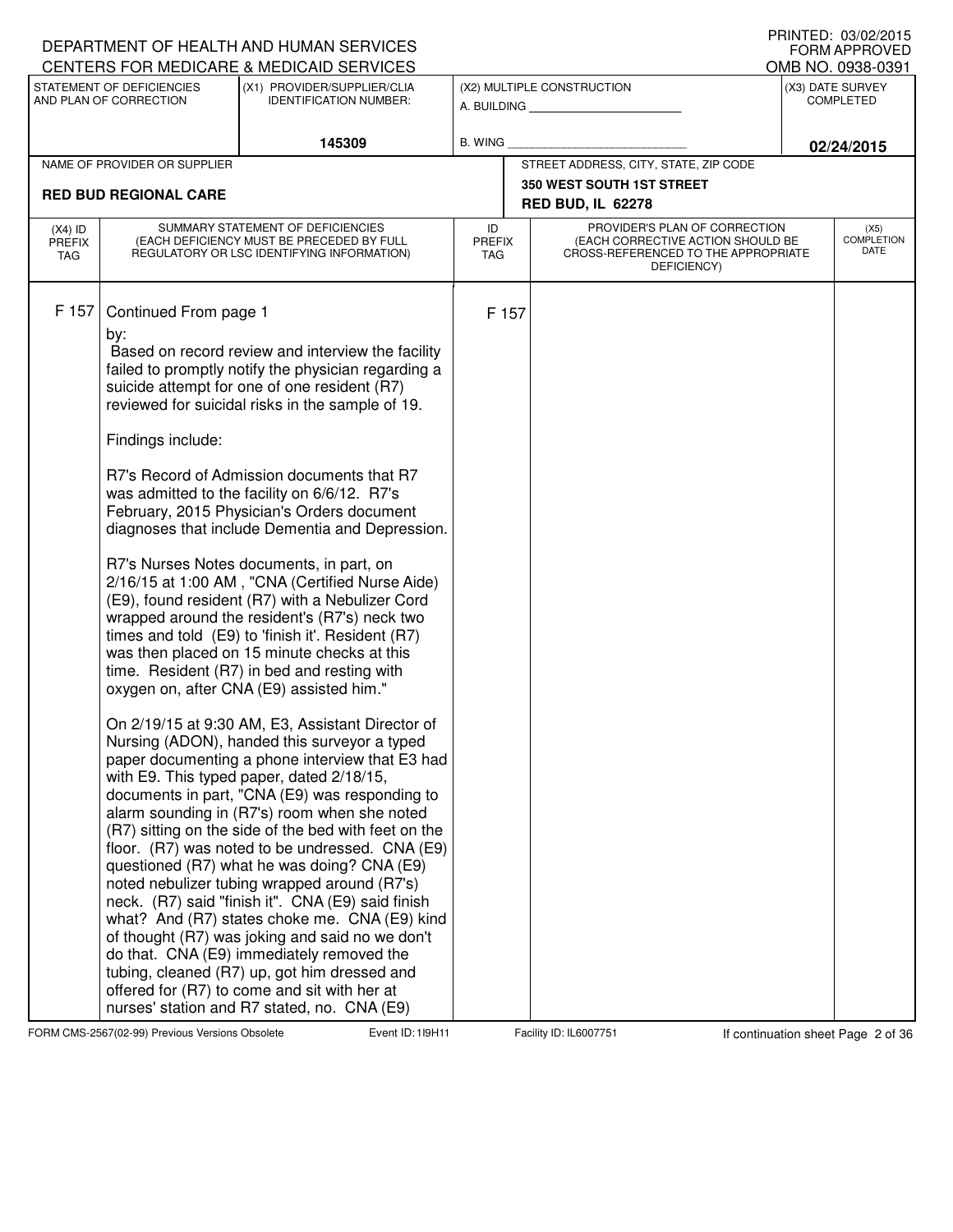DEPARTMENT OF HEALTH AND HUMAN SERVICES
CENTERS FOR MEDICARE & MEDICAID SERVICES

PRINTED: 03/02/2015
FORM APPROVED
OMB NO. 0938-0391

| STATEMENT OF DEFICIENCIES AND PLAN OF CORRECTION | (X1) PROVIDER/SUPPLIER/CLIA IDENTIFICATION NUMBER: | (X2) MULTIPLE CONSTRUCTION | (X3) DATE SURVEY COMPLETED |
|---|---|---|---|
| | 145309 | A. BUILDING ______ B. WING ______ | 02/24/2015 |

| NAME OF PROVIDER OR SUPPLIER | STREET ADDRESS, CITY, STATE, ZIP CODE |
|---|---|
| RED BUD REGIONAL CARE | 350 WEST SOUTH 1ST STREET RED BUD, IL 62278 |

| (X4) ID PREFIX TAG | SUMMARY STATEMENT OF DEFICIENCIES (EACH DEFICIENCY MUST BE PRECEDED BY FULL REGULATORY OR LSC IDENTIFYING INFORMATION) | ID PREFIX TAG | PROVIDER'S PLAN OF CORRECTION (EACH CORRECTIVE ACTION SHOULD BE CROSS-REFERENCED TO THE APPROPRIATE DEFICIENCY) | (X5) COMPLETION DATE |
|---|---|---|---|---|
| F 157 | Continued From page 1 | F 157 | | |

by:
Based on record review and interview the facility failed to promptly notify the physician regarding a suicide attempt for one of one resident (R7) reviewed for suicidal risks in the sample of 19.

Findings include:

R7's Record of Admission documents that R7 was admitted to the facility on 6/6/12. R7's February, 2015 Physician's Orders document diagnoses that include Dementia and Depression.

R7's Nurses Notes documents, in part, on 2/16/15 at 1:00 AM , "CNA (Certified Nurse Aide) (E9), found resident (R7) with a Nebulizer Cord wrapped around the resident's (R7's) neck two times and told (E9) to 'finish it'. Resident (R7) was then placed on 15 minute checks at this time. Resident (R7) in bed and resting with oxygen on, after CNA (E9) assisted him."

On 2/19/15 at 9:30 AM, E3, Assistant Director of Nursing (ADON), handed this surveyor a typed paper documenting a phone interview that E3 had with E9. This typed paper, dated 2/18/15, documents in part, "CNA (E9) was responding to alarm sounding in (R7's) room when she noted (R7) sitting on the side of the bed with feet on the floor. (R7) was noted to be undressed. CNA (E9) questioned (R7) what he was doing? CNA (E9) noted nebulizer tubing wrapped around (R7's) neck. (R7) said "finish it". CNA (E9) said finish what? And (R7) states choke me. CNA (E9) kind of thought (R7) was joking and said no we don't do that. CNA (E9) immediately removed the tubing, cleaned (R7) up, got him dressed and offered for (R7) to come and sit with her at nurses' station and R7 stated, no. CNA (E9)

FORM CMS-2567(02-99) Previous Versions Obsolete Event ID: 1I9H11 Facility ID: IL6007751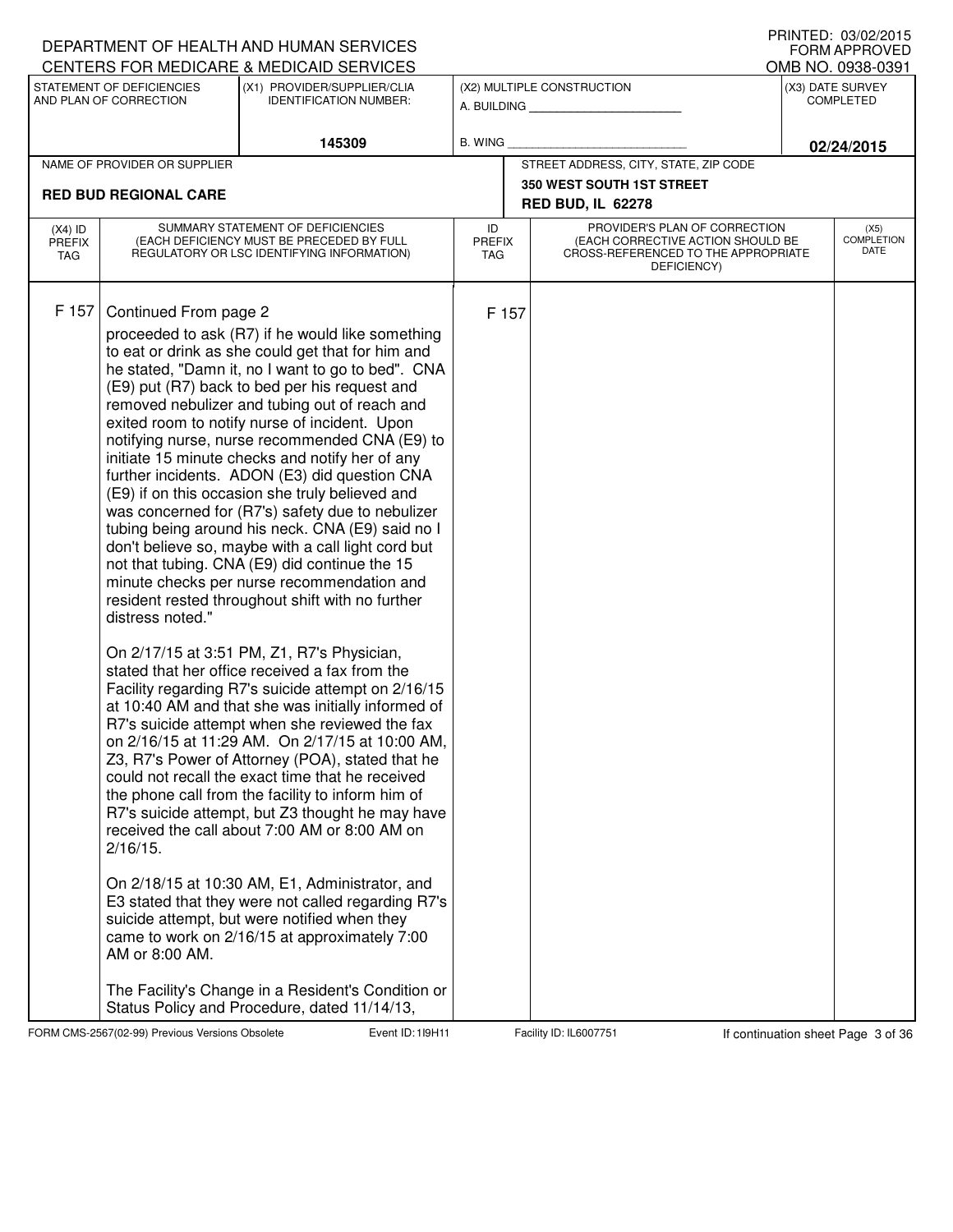DEPARTMENT OF HEALTH AND HUMAN SERVICES
CENTERS FOR MEDICARE & MEDICAID SERVICES

PRINTED: 03/02/2015
FORM APPROVED
OMB NO. 0938-0391

| STATEMENT OF DEFICIENCIES AND PLAN OF CORRECTION | (X1) PROVIDER/SUPPLIER/CLIA IDENTIFICATION NUMBER: | (X2) MULTIPLE CONSTRUCTION | (X3) DATE SURVEY COMPLETED |
|---|---|---|---|
| | 145309 | A. BUILDING ______ B. WING ______ | 02/24/2015 |

| NAME OF PROVIDER OR SUPPLIER | STREET ADDRESS, CITY, STATE, ZIP CODE |
|---|---|
| RED BUD REGIONAL CARE | 350 WEST SOUTH 1ST STREET RED BUD, IL 62278 |

| (X4) ID PREFIX TAG | SUMMARY STATEMENT OF DEFICIENCIES (EACH DEFICIENCY MUST BE PRECEDED BY FULL REGULATORY OR LSC IDENTIFYING INFORMATION) | ID PREFIX TAG | PROVIDER'S PLAN OF CORRECTION (EACH CORRECTIVE ACTION SHOULD BE CROSS-REFERENCED TO THE APPROPRIATE DEFICIENCY) | (X5) COMPLETION DATE |
|---|---|---|---|---|
| F 157 | Continued From page 2 | F 157 | | |

proceeded to ask (R7) if he would like something to eat or drink as she could get that for him and he stated, "Damn it, no I want to go to bed". CNA (E9) put (R7) back to bed per his request and removed nebulizer and tubing out of reach and exited room to notify nurse of incident. Upon notifying nurse, nurse recommended CNA (E9) to initiate 15 minute checks and notify her of any further incidents. ADON (E3) did question CNA (E9) if on this occasion she truly believed and was concerned for (R7's) safety due to nebulizer tubing being around his neck. CNA (E9) said no I don't believe so, maybe with a call light cord but not that tubing. CNA (E9) did continue the 15 minute checks per nurse recommendation and resident rested throughout shift with no further distress noted."

On 2/17/15 at 3:51 PM, Z1, R7's Physician, stated that her office received a fax from the Facility regarding R7's suicide attempt on 2/16/15 at 10:40 AM and that she was initially informed of R7's suicide attempt when she reviewed the fax on 2/16/15 at 11:29 AM. On 2/17/15 at 10:00 AM, Z3, R7's Power of Attorney (POA), stated that he could not recall the exact time that he received the phone call from the facility to inform him of R7's suicide attempt, but Z3 thought he may have received the call about 7:00 AM or 8:00 AM on 2/16/15.

On 2/18/15 at 10:30 AM, E1, Administrator, and E3 stated that they were not called regarding R7's suicide attempt, but were notified when they came to work on 2/16/15 at approximately 7:00 AM or 8:00 AM.

The Facility's Change in a Resident's Condition or Status Policy and Procedure, dated 11/14/13,

FORM CMS-2567(02-99) Previous Versions Obsolete Event ID: 1I9H11 Facility ID: IL6007751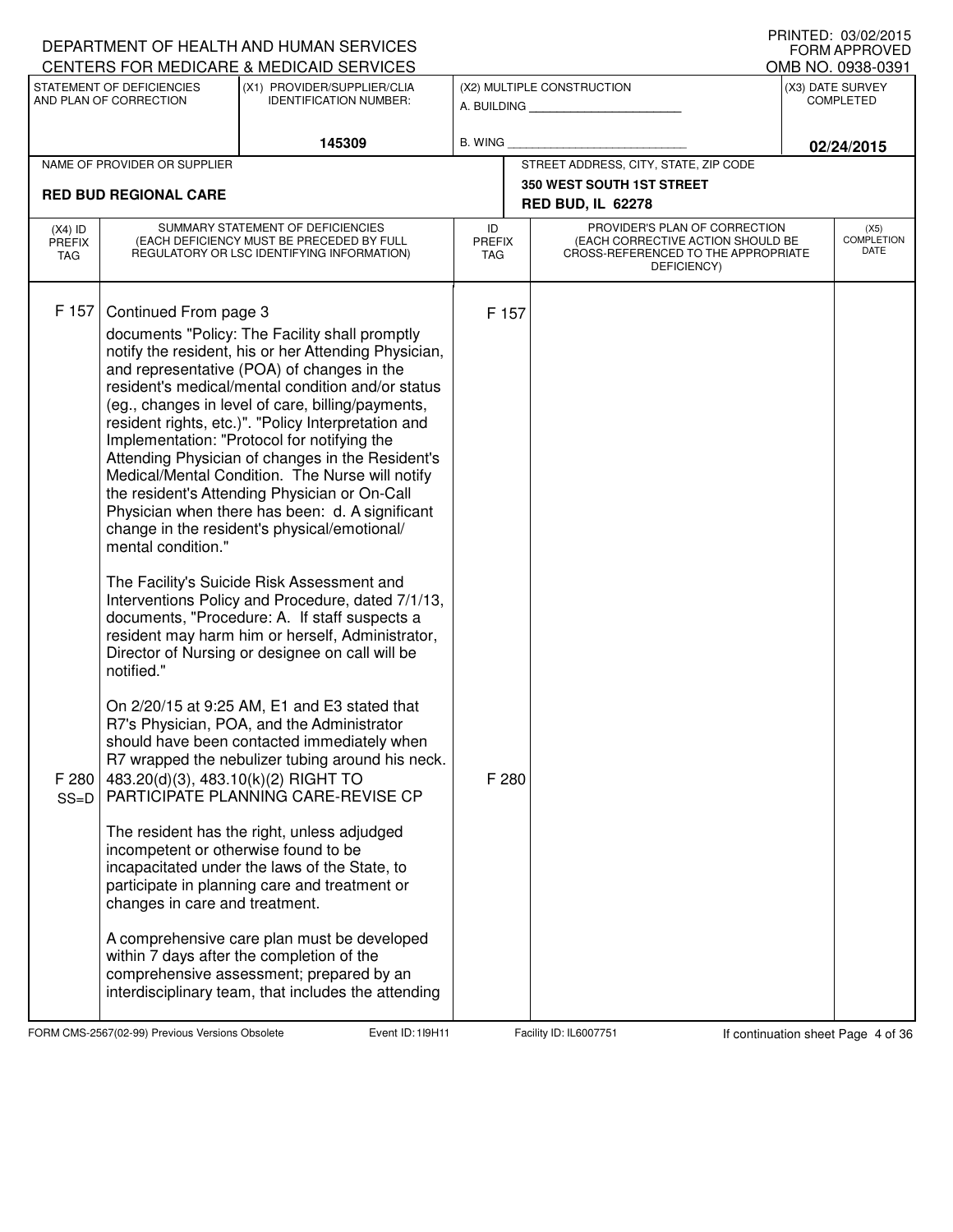DEPARTMENT OF HEALTH AND HUMAN SERVICES
CENTERS FOR MEDICARE & MEDICAID SERVICES

PRINTED: 03/02/2015
FORM APPROVED
OMB NO. 0938-0391

| STATEMENT OF DEFICIENCIES AND PLAN OF CORRECTION | (X1) PROVIDER/SUPPLIER/CLIA IDENTIFICATION NUMBER: | (X2) MULTIPLE CONSTRUCTION | (X3) DATE SURVEY COMPLETED |
|---|---|---|---|
| | 145309 | A. BUILDING ______ B. WING ______ | 02/24/2015 |

| NAME OF PROVIDER OR SUPPLIER | STREET ADDRESS, CITY, STATE, ZIP CODE |
|---|---|
| RED BUD REGIONAL CARE | 350 WEST SOUTH 1ST STREET RED BUD, IL 62278 |

| (X4) ID PREFIX TAG | SUMMARY STATEMENT OF DEFICIENCIES (EACH DEFICIENCY MUST BE PRECEDED BY FULL REGULATORY OR LSC IDENTIFYING INFORMATION) | ID PREFIX TAG | PROVIDER'S PLAN OF CORRECTION (EACH CORRECTIVE ACTION SHOULD BE CROSS-REFERENCED TO THE APPROPRIATE DEFICIENCY) | (X5) COMPLETION DATE |
|---|---|---|---|---|
| F 157 | Continued From page 3<br>documents "Policy: The Facility shall promptly notify the resident, his or her Attending Physician, and representative (POA) of changes in the resident's medical/mental condition and/or status (eg., changes in level of care, billing/payments, resident rights, etc.)". "Policy Interpretation and Implementation: "Protocol for notifying the Attending Physician of changes in the Resident's Medical/Mental Condition. The Nurse will notify the resident's Attending Physician or On-Call Physician when there has been: d. A significant change in the resident's physical/emotional/ mental condition."<br><br>The Facility's Suicide Risk Assessment and Interventions Policy and Procedure, dated 7/1/13, documents, "Procedure: A. If staff suspects a resident may harm him or herself, Administrator, Director of Nursing or designee on call will be notified."<br><br>On 2/20/15 at 9:25 AM, E1 and E3 stated that R7's Physician, POA, and the Administrator should have been contacted immediately when R7 wrapped the nebulizer tubing around his neck. | F 157 | | |
| F 280 SS=D | 483.20(d)(3), 483.10(k)(2) RIGHT TO PARTICIPATE PLANNING CARE-REVISE CP<br><br>The resident has the right, unless adjudged incompetent or otherwise found to be incapacitated under the laws of the State, to participate in planning care and treatment or changes in care and treatment.<br><br>A comprehensive care plan must be developed within 7 days after the completion of the comprehensive assessment; prepared by an interdisciplinary team, that includes the attending | F 280 | | |

FORM CMS-2567(02-99) Previous Versions Obsolete Event ID: 1I9H11 Facility ID: IL6007751 If continuation sheet Page 4 of 36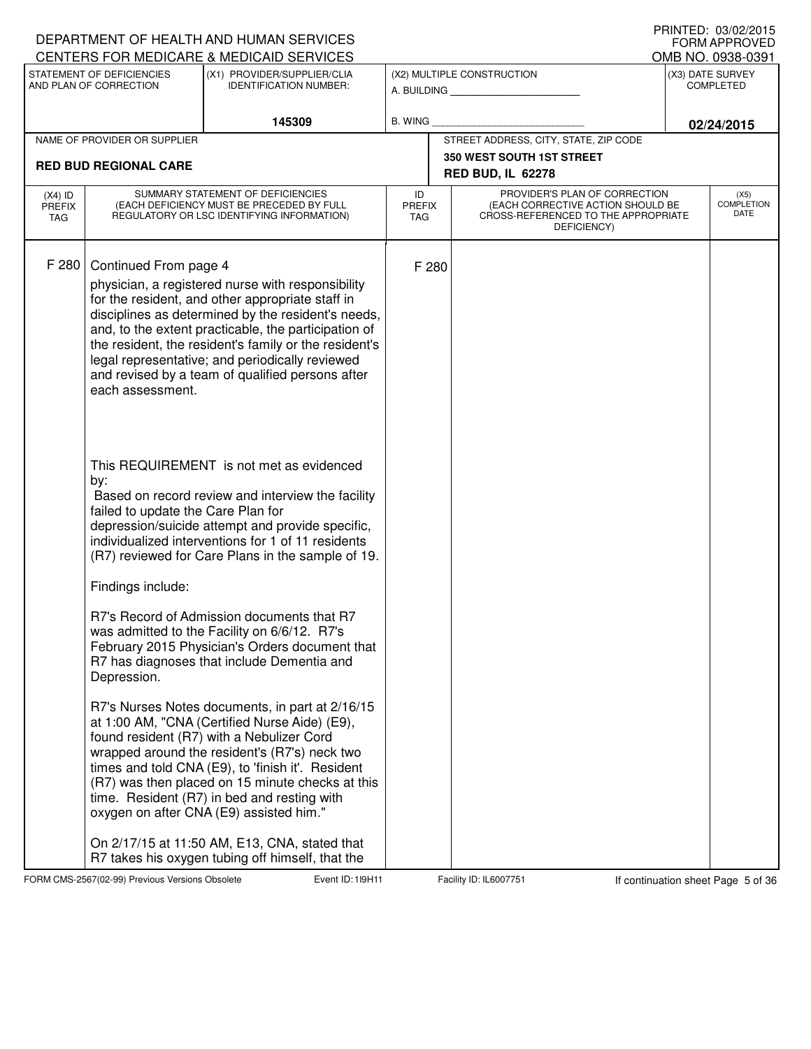DEPARTMENT OF HEALTH AND HUMAN SERVICES
CENTERS FOR MEDICARE & MEDICAID SERVICES

PRINTED: 03/02/2015
FORM APPROVED
OMB NO. 0938-0391

| STATEMENT OF DEFICIENCIES AND PLAN OF CORRECTION | (X1) PROVIDER/SUPPLIER/CLIA IDENTIFICATION NUMBER: | (X2) MULTIPLE CONSTRUCTION | (X3) DATE SURVEY COMPLETED |
|---|---|---|---|
| | 145309 | A. BUILDING ______ B. WING ______ | 02/24/2015 |

| NAME OF PROVIDER OR SUPPLIER | STREET ADDRESS, CITY, STATE, ZIP CODE |
|---|---|
| RED BUD REGIONAL CARE | 350 WEST SOUTH 1ST STREET, RED BUD, IL 62278 |

| (X4) ID PREFIX TAG | SUMMARY STATEMENT OF DEFICIENCIES (EACH DEFICIENCY MUST BE PRECEDED BY FULL REGULATORY OR LSC IDENTIFYING INFORMATION) | ID PREFIX TAG | PROVIDER'S PLAN OF CORRECTION (EACH CORRECTIVE ACTION SHOULD BE CROSS-REFERENCED TO THE APPROPRIATE DEFICIENCY) | (X5) COMPLETION DATE |
|---|---|---|---|---|
| F 280 | Continued From page 4 | F 280 | | |

physician, a registered nurse with responsibility for the resident, and other appropriate staff in disciplines as determined by the resident's needs, and, to the extent practicable, the participation of the resident, the resident's family or the resident's legal representative; and periodically reviewed and revised by a team of qualified persons after each assessment.

This REQUIREMENT is not met as evidenced by:
Based on record review and interview the facility failed to update the Care Plan for depression/suicide attempt and provide specific, individualized interventions for 1 of 11 residents (R7) reviewed for Care Plans in the sample of 19.

Findings include:

R7's Record of Admission documents that R7 was admitted to the Facility on 6/6/12. R7's February 2015 Physician's Orders document that R7 has diagnoses that include Dementia and Depression.

R7's Nurses Notes documents, in part at 2/16/15 at 1:00 AM, "CNA (Certified Nurse Aide) (E9), found resident (R7) with a Nebulizer Cord wrapped around the resident's (R7's) neck two times and told CNA (E9), to 'finish it'. Resident (R7) was then placed on 15 minute checks at this time. Resident (R7) in bed and resting with oxygen on after CNA (E9) assisted him."

On 2/17/15 at 11:50 AM, E13, CNA, stated that R7 takes his oxygen tubing off himself, that the

FORM CMS-2567(02-99) Previous Versions Obsolete Event ID: 1I9H11 Facility ID: IL6007751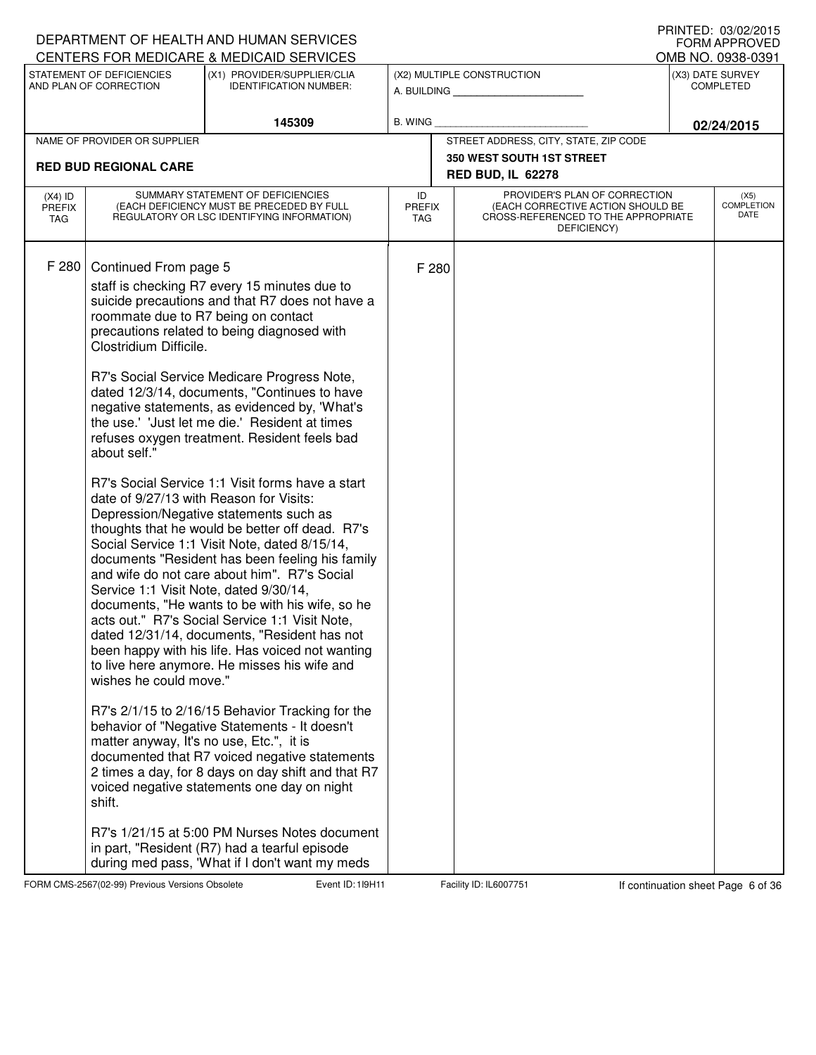DEPARTMENT OF HEALTH AND HUMAN SERVICES
CENTERS FOR MEDICARE & MEDICAID SERVICES

PRINTED: 03/02/2015
FORM APPROVED
OMB NO. 0938-0391

| STATEMENT OF DEFICIENCIES AND PLAN OF CORRECTION | (X1) PROVIDER/SUPPLIER/CLIA IDENTIFICATION NUMBER: | (X2) MULTIPLE CONSTRUCTION | (X3) DATE SURVEY COMPLETED |
|---|---|---|---|
| | 145309 | A. BUILDING ______ B. WING ______ | 02/24/2015 |

| NAME OF PROVIDER OR SUPPLIER | STREET ADDRESS, CITY, STATE, ZIP CODE |
|---|---|
| RED BUD REGIONAL CARE | 350 WEST SOUTH 1ST STREET RED BUD, IL 62278 |

| (X4) ID PREFIX TAG | SUMMARY STATEMENT OF DEFICIENCIES (EACH DEFICIENCY MUST BE PRECEDED BY FULL REGULATORY OR LSC IDENTIFYING INFORMATION) | ID PREFIX TAG | PROVIDER'S PLAN OF CORRECTION (EACH CORRECTIVE ACTION SHOULD BE CROSS-REFERENCED TO THE APPROPRIATE DEFICIENCY) | (X5) COMPLETION DATE |
|---|---|---|---|---|
| F 280 | Continued From page 5 | F 280 | | |

staff is checking R7 every 15 minutes due to suicide precautions and that R7 does not have a roommate due to R7 being on contact precautions related to being diagnosed with Clostridium Difficile.

R7's Social Service Medicare Progress Note, dated 12/3/14, documents, "Continues to have negative statements, as evidenced by, 'What's the use.' 'Just let me die.' Resident at times refuses oxygen treatment. Resident feels bad about self."

R7's Social Service 1:1 Visit forms have a start date of 9/27/13 with Reason for Visits: Depression/Negative statements such as thoughts that he would be better off dead. R7's Social Service 1:1 Visit Note, dated 8/15/14, documents "Resident has been feeling his family and wife do not care about him". R7's Social Service 1:1 Visit Note, dated 9/30/14, documents, "He wants to be with his wife, so he acts out." R7's Social Service 1:1 Visit Note, dated 12/31/14, documents, "Resident has not been happy with his life. Has voiced not wanting to live here anymore. He misses his wife and wishes he could move."

R7's 2/1/15 to 2/16/15 Behavior Tracking for the behavior of "Negative Statements - It doesn't matter anyway, It's no use, Etc.", it is documented that R7 voiced negative statements 2 times a day, for 8 days on day shift and that R7 voiced negative statements one day on night shift.

R7's 1/21/15 at 5:00 PM Nurses Notes document in part, "Resident (R7) had a tearful episode during med pass, 'What if I don't want my meds

FORM CMS-2567(02-99) Previous Versions Obsolete Event ID: 1I9H11 Facility ID: IL6007751 If continuation sheet Page 6 of 36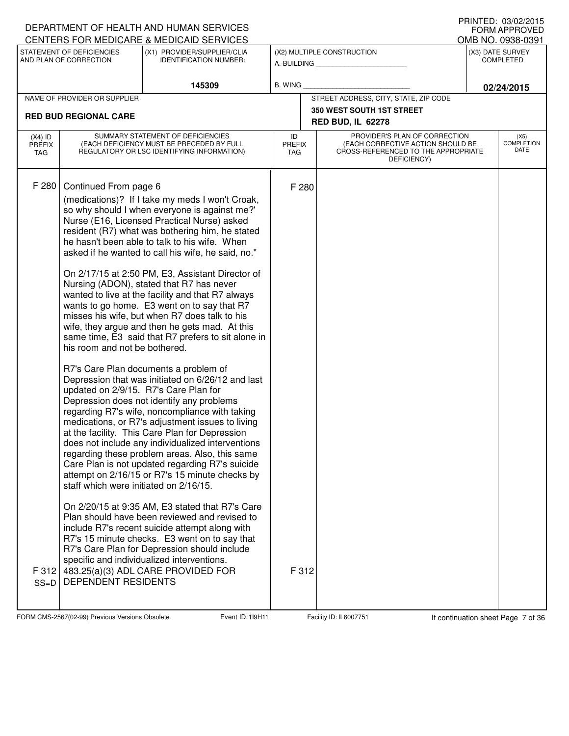DEPARTMENT OF HEALTH AND HUMAN SERVICES
CENTERS FOR MEDICARE & MEDICAID SERVICES

PRINTED: 03/02/2015
FORM APPROVED
OMB NO. 0938-0391

| STATEMENT OF DEFICIENCIES AND PLAN OF CORRECTION | (X1) PROVIDER/SUPPLIER/CLIA IDENTIFICATION NUMBER: | (X2) MULTIPLE CONSTRUCTION | (X3) DATE SURVEY COMPLETED |
|---|---|---|---|
| | 145309 | A. BUILDING ___ B. WING ___ | 02/24/2015 |

| NAME OF PROVIDER OR SUPPLIER | STREET ADDRESS, CITY, STATE, ZIP CODE |
|---|---|
| RED BUD REGIONAL CARE | 350 WEST SOUTH 1ST STREET RED BUD, IL 62278 |

| (X4) ID PREFIX TAG | SUMMARY STATEMENT OF DEFICIENCIES (EACH DEFICIENCY MUST BE PRECEDED BY FULL REGULATORY OR LSC IDENTIFYING INFORMATION) | ID PREFIX TAG | PROVIDER'S PLAN OF CORRECTION (EACH CORRECTIVE ACTION SHOULD BE CROSS-REFERENCED TO THE APPROPRIATE DEFICIENCY) | (X5) COMPLETION DATE |
|---|---|---|---|---|
| F 280 | Continued From page 6<br>(medications)? If I take my meds I won't Croak, so why should I when everyone is against me?' Nurse (E16, Licensed Practical Nurse) asked resident (R7) what was bothering him, he stated he hasn't been able to talk to his wife. When asked if he wanted to call his wife, he said, no."<br><br>On 2/17/15 at 2:50 PM, E3, Assistant Director of Nursing (ADON), stated that R7 has never wanted to live at the facility and that R7 always wants to go home. E3 went on to say that R7 misses his wife, but when R7 does talk to his wife, they argue and then he gets mad. At this same time, E3 said that R7 prefers to sit alone in his room and not be bothered.<br><br>R7's Care Plan documents a problem of Depression that was initiated on 6/26/12 and last updated on 2/9/15. R7's Care Plan for Depression does not identify any problems regarding R7's wife, noncompliance with taking medications, or R7's adjustment issues to living at the facility. This Care Plan for Depression does not include any individualized interventions regarding these problem areas. Also, this same Care Plan is not updated regarding R7's suicide attempt on 2/16/15 or R7's 15 minute checks by staff which were initiated on 2/16/15.<br><br>On 2/20/15 at 9:35 AM, E3 stated that R7's Care Plan should have been reviewed and revised to include R7's recent suicide attempt along with R7's 15 minute checks. E3 went on to say that R7's Care Plan for Depression should include specific and individualized interventions. | F 280 | | |
| F 312<br>SS=D | 483.25(a)(3) ADL CARE PROVIDED FOR DEPENDENT RESIDENTS | F 312 | | |

FORM CMS-2567(02-99) Previous Versions Obsolete Event ID: 1I9H11 Facility ID: IL6007751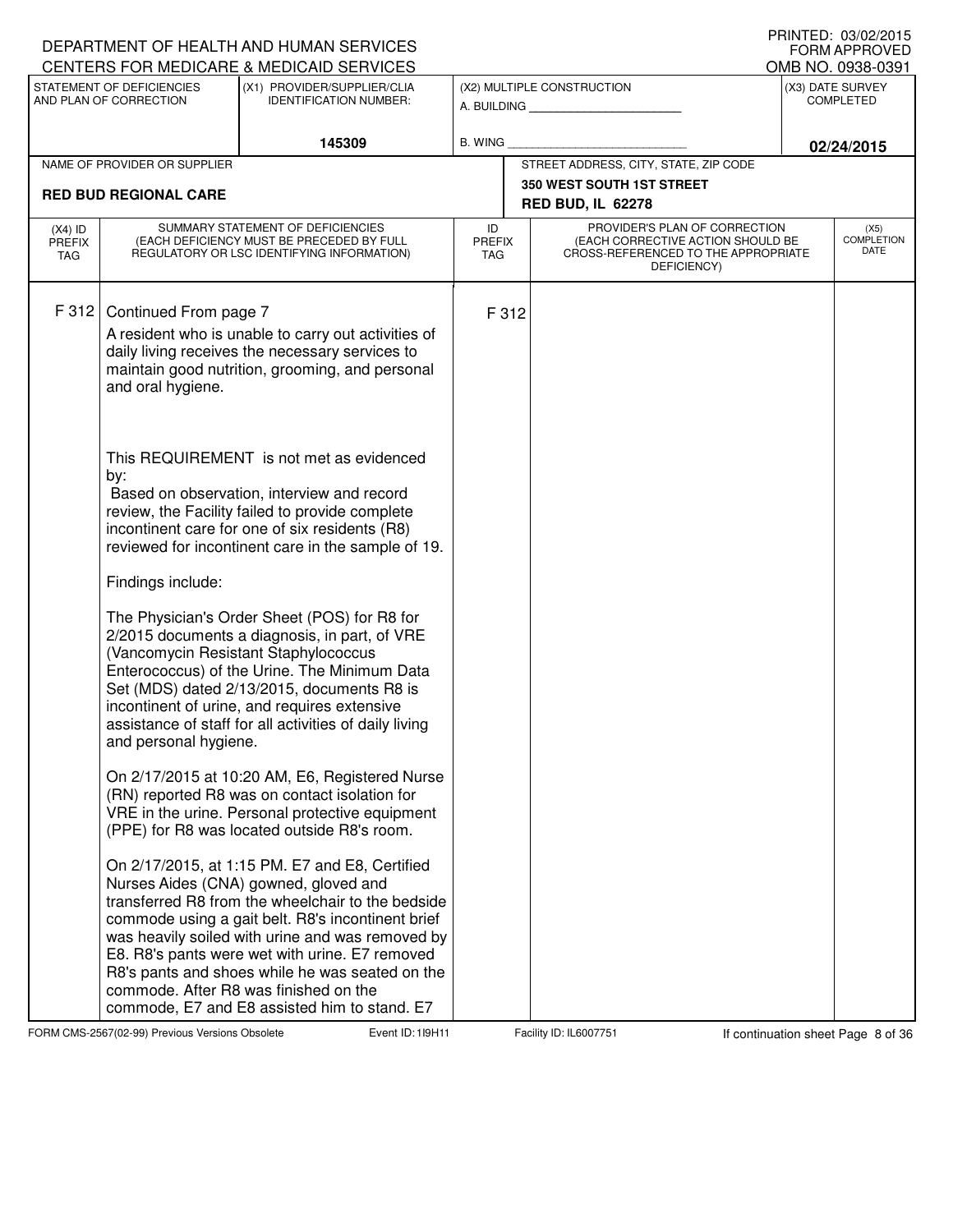DEPARTMENT OF HEALTH AND HUMAN SERVICES
CENTERS FOR MEDICARE & MEDICAID SERVICES

PRINTED: 03/02/2015
FORM APPROVED
OMB NO. 0938-0391

| STATEMENT OF DEFICIENCIES AND PLAN OF CORRECTION | (X1) PROVIDER/SUPPLIER/CLIA IDENTIFICATION NUMBER: | (X2) MULTIPLE CONSTRUCTION | (X3) DATE SURVEY COMPLETED |
|---|---|---|---|
| | 145309 | A. BUILDING ___ B. WING ___ | 02/24/2015 |

| NAME OF PROVIDER OR SUPPLIER | STREET ADDRESS, CITY, STATE, ZIP CODE |
|---|---|
| RED BUD REGIONAL CARE | 350 WEST SOUTH 1ST STREET RED BUD, IL 62278 |

| (X4) ID PREFIX TAG | SUMMARY STATEMENT OF DEFICIENCIES (EACH DEFICIENCY MUST BE PRECEDED BY FULL REGULATORY OR LSC IDENTIFYING INFORMATION) | ID PREFIX TAG | PROVIDER'S PLAN OF CORRECTION (EACH CORRECTIVE ACTION SHOULD BE CROSS-REFERENCED TO THE APPROPRIATE DEFICIENCY) | (X5) COMPLETION DATE |
|---|---|---|---|---|
| F 312 | Continued From page 7 | F 312 | | |

A resident who is unable to carry out activities of daily living receives the necessary services to maintain good nutrition, grooming, and personal and oral hygiene.

This REQUIREMENT is not met as evidenced by:
Based on observation, interview and record review, the Facility failed to provide complete incontinent care for one of six residents (R8) reviewed for incontinent care in the sample of 19.

Findings include:

The Physician's Order Sheet (POS) for R8 for 2/2015 documents a diagnosis, in part, of VRE (Vancomycin Resistant Staphylococcus Enterococcus) of the Urine. The Minimum Data Set (MDS) dated 2/13/2015, documents R8 is incontinent of urine, and requires extensive assistance of staff for all activities of daily living and personal hygiene.

On 2/17/2015 at 10:20 AM, E6, Registered Nurse (RN) reported R8 was on contact isolation for VRE in the urine. Personal protective equipment (PPE) for R8 was located outside R8's room.

On 2/17/2015, at 1:15 PM. E7 and E8, Certified Nurses Aides (CNA) gowned, gloved and transferred R8 from the wheelchair to the bedside commode using a gait belt. R8's incontinent brief was heavily soiled with urine and was removed by E8. R8's pants were wet with urine. E7 removed R8's pants and shoes while he was seated on the commode. After R8 was finished on the commode, E7 and E8 assisted him to stand. E7

FORM CMS-2567(02-99) Previous Versions Obsolete | Event ID: 1I9H11 | Facility ID: IL6007751 | If continuation sheet Page 8 of 36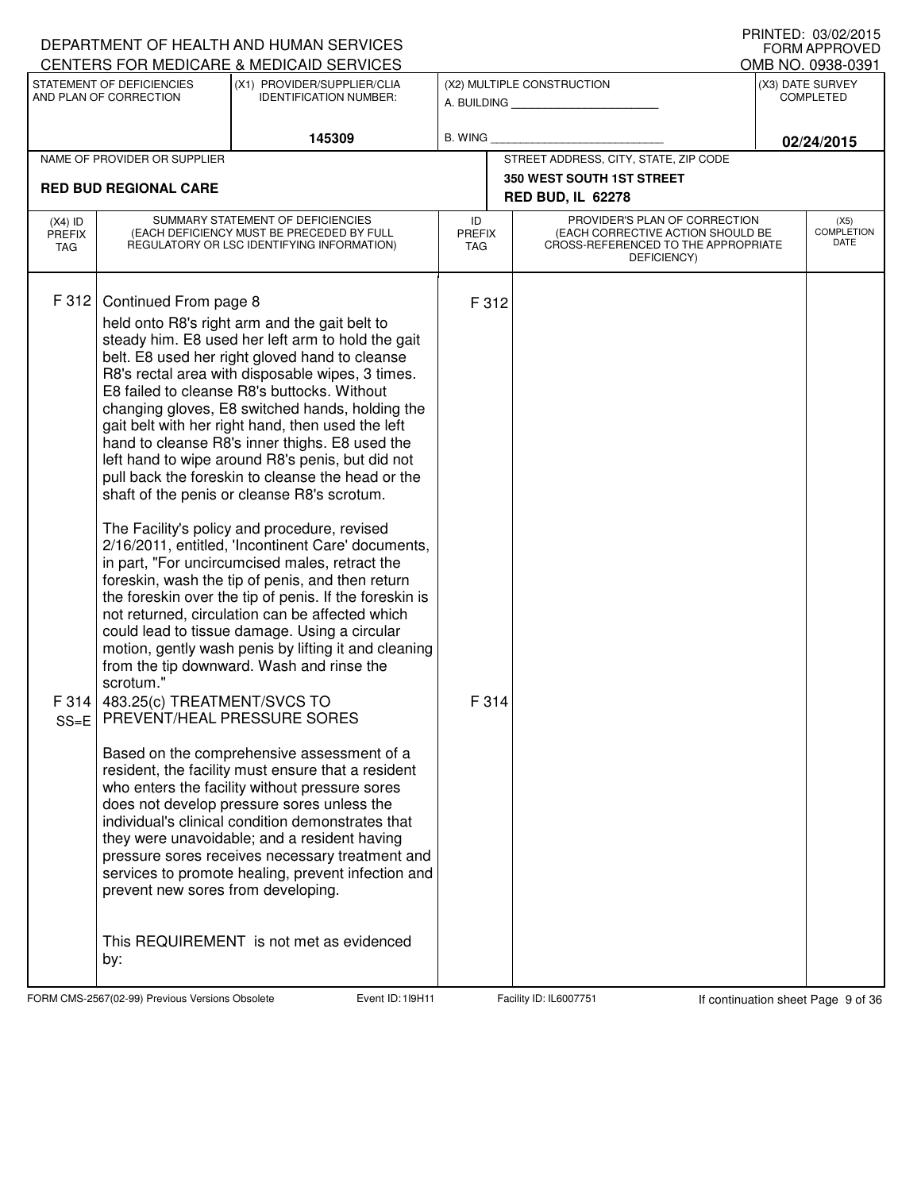DEPARTMENT OF HEALTH AND HUMAN SERVICES
CENTERS FOR MEDICARE & MEDICAID SERVICES

PRINTED: 03/02/2015
FORM APPROVED
OMB NO. 0938-0391

| STATEMENT OF DEFICIENCIES AND PLAN OF CORRECTION | (X1) PROVIDER/SUPPLIER/CLIA IDENTIFICATION NUMBER: | (X2) MULTIPLE CONSTRUCTION | (X3) DATE SURVEY COMPLETED |
|---|---|---|---|
| | 145309 | A. BUILDING ______ B. WING ______ | 02/24/2015 |

| NAME OF PROVIDER OR SUPPLIER | STREET ADDRESS, CITY, STATE, ZIP CODE |
|---|---|
| RED BUD REGIONAL CARE | 350 WEST SOUTH 1ST STREET RED BUD, IL 62278 |

| (X4) ID PREFIX TAG | SUMMARY STATEMENT OF DEFICIENCIES (EACH DEFICIENCY MUST BE PRECEDED BY FULL REGULATORY OR LSC IDENTIFYING INFORMATION) | ID PREFIX TAG | PROVIDER'S PLAN OF CORRECTION (EACH CORRECTIVE ACTION SHOULD BE CROSS-REFERENCED TO THE APPROPRIATE DEFICIENCY) | (X5) COMPLETION DATE |
|---|---|---|---|---|
| F 312 | Continued From page 8<br>held onto R8's right arm and the gait belt to steady him. E8 used her left arm to hold the gait belt. E8 used her right gloved hand to cleanse R8's rectal area with disposable wipes, 3 times. E8 failed to cleanse R8's buttocks. Without changing gloves, E8 switched hands, holding the gait belt with her right hand, then used the left hand to cleanse R8's inner thighs. E8 used the left hand to wipe around R8's penis, but did not pull back the foreskin to cleanse the head or the shaft of the penis or cleanse R8's scrotum.<br><br>The Facility's policy and procedure, revised 2/16/2011, entitled, 'Incontinent Care' documents, in part, "For uncircumcised males, retract the foreskin, wash the tip of penis, and then return the foreskin over the tip of penis. If the foreskin is not returned, circulation can be affected which could lead to tissue damage. Using a circular motion, gently wash penis by lifting it and cleaning from the tip downward. Wash and rinse the scrotum." | F 312 | | |
| F 314 SS=E | 483.25(c) TREATMENT/SVCS TO PREVENT/HEAL PRESSURE SORES<br><br>Based on the comprehensive assessment of a resident, the facility must ensure that a resident who enters the facility without pressure sores does not develop pressure sores unless the individual's clinical condition demonstrates that they were unavoidable; and a resident having pressure sores receives necessary treatment and services to promote healing, prevent infection and prevent new sores from developing.<br><br>This REQUIREMENT is not met as evidenced by: | F 314 | | |

FORM CMS-2567(02-99) Previous Versions Obsolete    Event ID: 1I9H11    Facility ID: IL6007751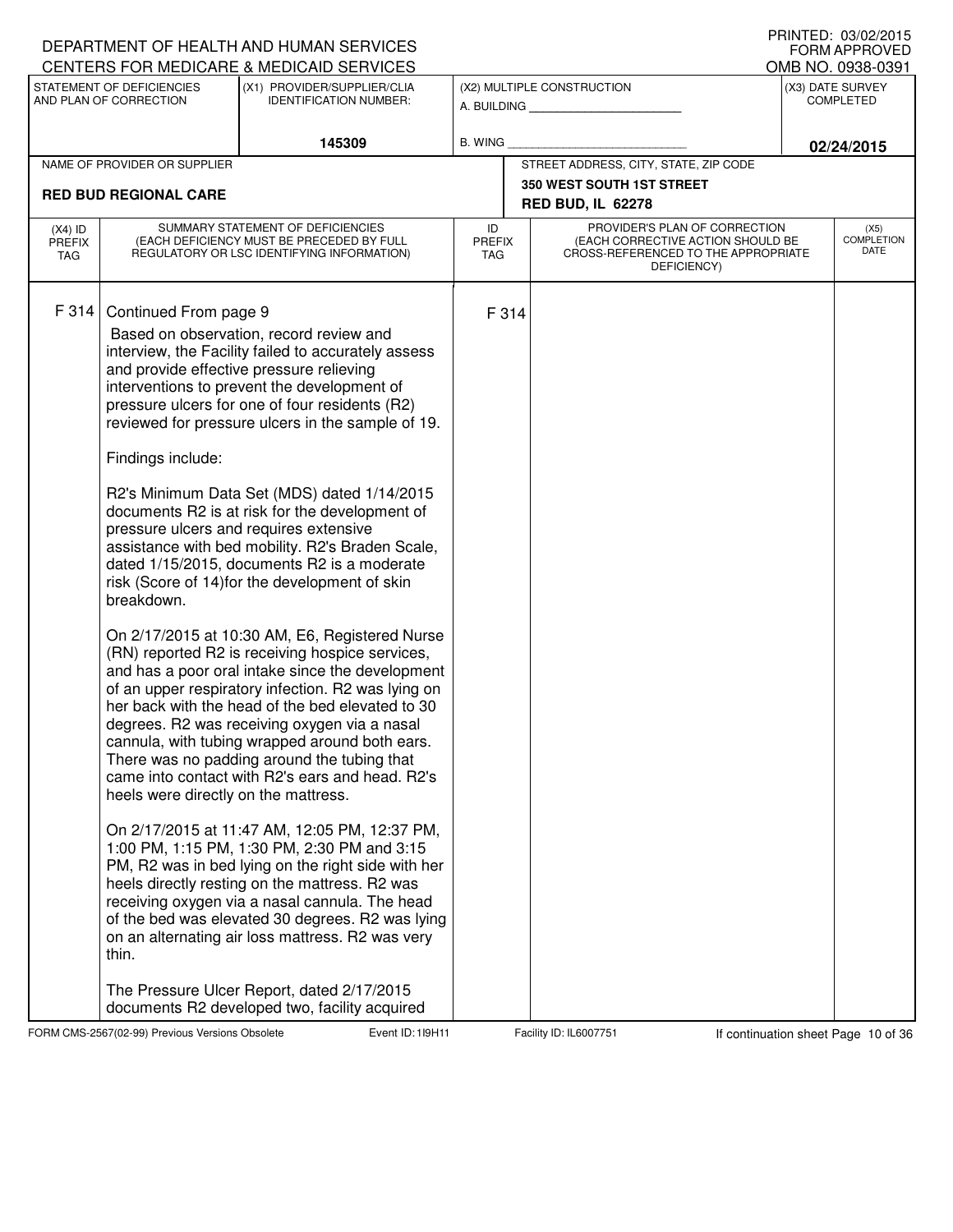DEPARTMENT OF HEALTH AND HUMAN SERVICES
CENTERS FOR MEDICARE & MEDICAID SERVICES

PRINTED: 03/02/2015
FORM APPROVED
OMB NO. 0938-0391

| STATEMENT OF DEFICIENCIES AND PLAN OF CORRECTION | (X1) PROVIDER/SUPPLIER/CLIA IDENTIFICATION NUMBER: | (X2) MULTIPLE CONSTRUCTION | (X3) DATE SURVEY COMPLETED |
|---|---|---|---|
| | 145309 | A. BUILDING ___ B. WING ___ | 02/24/2015 |

| NAME OF PROVIDER OR SUPPLIER | STREET ADDRESS, CITY, STATE, ZIP CODE |
|---|---|
| RED BUD REGIONAL CARE | 350 WEST SOUTH 1ST STREET RED BUD, IL 62278 |

| (X4) ID PREFIX TAG | SUMMARY STATEMENT OF DEFICIENCIES (EACH DEFICIENCY MUST BE PRECEDED BY FULL REGULATORY OR LSC IDENTIFYING INFORMATION) | ID PREFIX TAG | PROVIDER'S PLAN OF CORRECTION (EACH CORRECTIVE ACTION SHOULD BE CROSS-REFERENCED TO THE APPROPRIATE DEFICIENCY) | (X5) COMPLETION DATE |
|---|---|---|---|---|
| F 314 | Continued From page 9 | F 314 | | |

Based on observation, record review and interview, the Facility failed to accurately assess and provide effective pressure relieving interventions to prevent the development of pressure ulcers for one of four residents (R2) reviewed for pressure ulcers in the sample of 19.

Findings include:

R2's Minimum Data Set (MDS) dated 1/14/2015 documents R2 is at risk for the development of pressure ulcers and requires extensive assistance with bed mobility. R2's Braden Scale, dated 1/15/2015, documents R2 is a moderate risk (Score of 14)for the development of skin breakdown.

On 2/17/2015 at 10:30 AM, E6, Registered Nurse (RN) reported R2 is receiving hospice services, and has a poor oral intake since the development of an upper respiratory infection. R2 was lying on her back with the head of the bed elevated to 30 degrees. R2 was receiving oxygen via a nasal cannula, with tubing wrapped around both ears. There was no padding around the tubing that came into contact with R2's ears and head. R2's heels were directly on the mattress.

On 2/17/2015 at 11:47 AM, 12:05 PM, 12:37 PM, 1:00 PM, 1:15 PM, 1:30 PM, 2:30 PM and 3:15 PM, R2 was in bed lying on the right side with her heels directly resting on the mattress. R2 was receiving oxygen via a nasal cannula. The head of the bed was elevated 30 degrees. R2 was lying on an alternating air loss mattress. R2 was very thin.

The Pressure Ulcer Report, dated 2/17/2015 documents R2 developed two, facility acquired

FORM CMS-2567(02-99) Previous Versions Obsolete Event ID: 1I9H11 Facility ID: IL6007751 If continuation sheet Page 10 of 36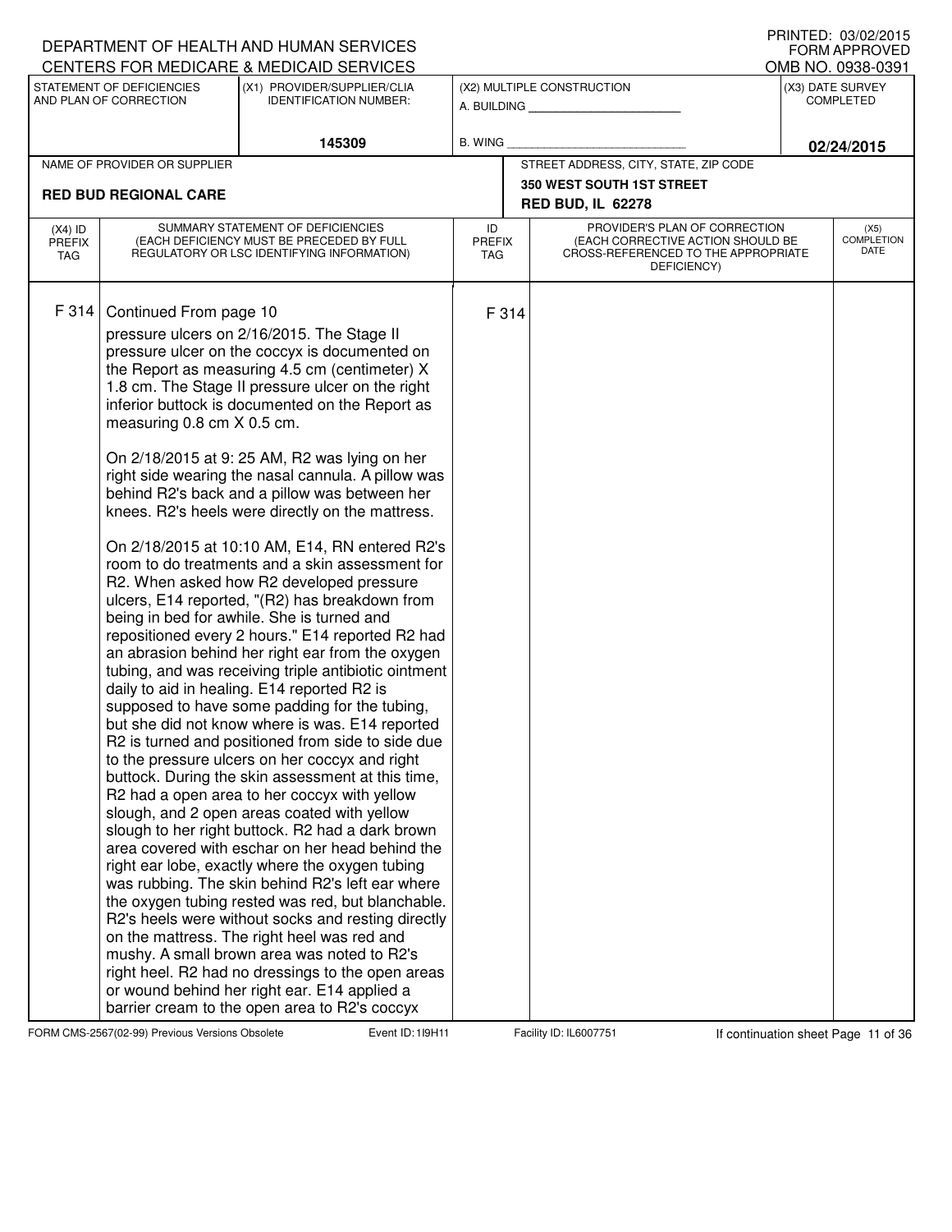DEPARTMENT OF HEALTH AND HUMAN SERVICES
CENTERS FOR MEDICARE & MEDICAID SERVICES

PRINTED: 03/02/2015
FORM APPROVED
OMB NO. 0938-0391

| STATEMENT OF DEFICIENCIES AND PLAN OF CORRECTION | (X1) PROVIDER/SUPPLIER/CLIA IDENTIFICATION NUMBER: | (X2) MULTIPLE CONSTRUCTION | (X3) DATE SURVEY COMPLETED |
|---|---|---|---|
| | 145309 | A. BUILDING ______ B. WING ______ | 02/24/2015 |

| NAME OF PROVIDER OR SUPPLIER | STREET ADDRESS, CITY, STATE, ZIP CODE |
|---|---|
| RED BUD REGIONAL CARE | 350 WEST SOUTH 1ST STREET RED BUD, IL 62278 |

| (X4) ID PREFIX TAG | SUMMARY STATEMENT OF DEFICIENCIES (EACH DEFICIENCY MUST BE PRECEDED BY FULL REGULATORY OR LSC IDENTIFYING INFORMATION) | ID PREFIX TAG | PROVIDER'S PLAN OF CORRECTION (EACH CORRECTIVE ACTION SHOULD BE CROSS-REFERENCED TO THE APPROPRIATE DEFICIENCY) | (X5) COMPLETION DATE |
|---|---|---|---|---|
| F 314 | Continued From page 10<br>pressure ulcers on 2/16/2015. The Stage II pressure ulcer on the coccyx is documented on the Report as measuring 4.5 cm (centimeter) X 1.8 cm. The Stage II pressure ulcer on the right inferior buttock is documented on the Report as measuring 0.8 cm X 0.5 cm.<br><br>On 2/18/2015 at 9: 25 AM, R2 was lying on her right side wearing the nasal cannula. A pillow was behind R2's back and a pillow was between her knees. R2's heels were directly on the mattress.<br><br>On 2/18/2015 at 10:10 AM, E14, RN entered R2's room to do treatments and a skin assessment for R2. When asked how R2 developed pressure ulcers, E14 reported, "(R2) has breakdown from being in bed for awhile. She is turned and repositioned every 2 hours." E14 reported R2 had an abrasion behind her right ear from the oxygen tubing, and was receiving triple antibiotic ointment daily to aid in healing. E14 reported R2 is supposed to have some padding for the tubing, but she did not know where is was. E14 reported R2 is turned and positioned from side to side due to the pressure ulcers on her coccyx and right buttock. During the skin assessment at this time, R2 had a open area to her coccyx with yellow slough, and 2 open areas coated with yellow slough to her right buttock. R2 had a dark brown area covered with eschar on her head behind the right ear lobe, exactly where the oxygen tubing was rubbing. The skin behind R2's left ear where the oxygen tubing rested was red, but blanchable. R2's heels were without socks and resting directly on the mattress. The right heel was red and mushy. A small brown area was noted to R2's right heel. R2 had no dressings to the open areas or wound behind her right ear. E14 applied a barrier cream to the open area to R2's coccyx | F 314 | | |

FORM CMS-2567(02-99) Previous Versions Obsolete    Event ID: 1I9H11    Facility ID: IL6007751    If continuation sheet Page 11 of 36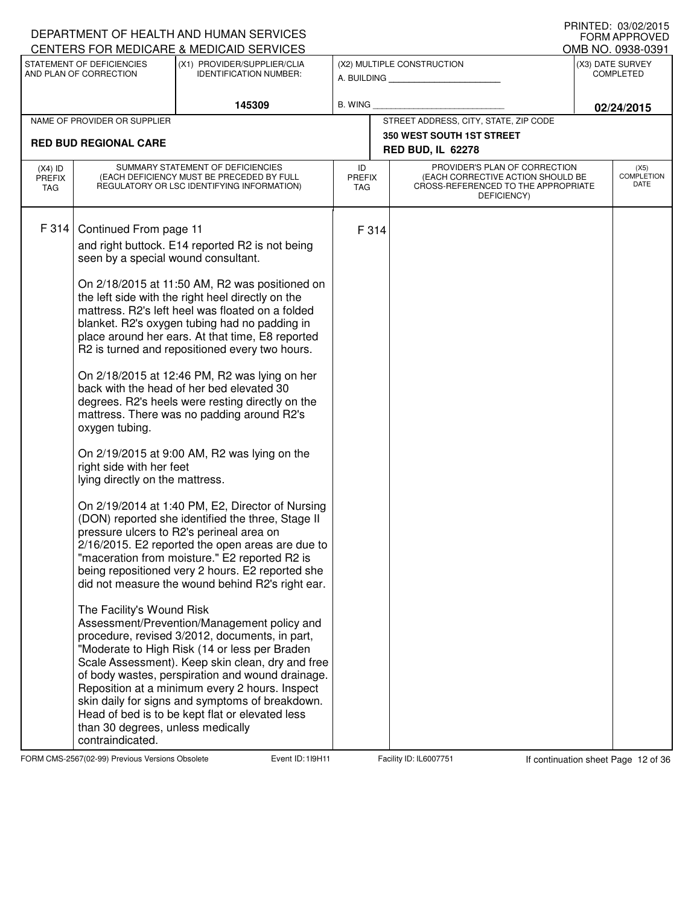DEPARTMENT OF HEALTH AND HUMAN SERVICES
CENTERS FOR MEDICARE & MEDICAID SERVICES

PRINTED: 03/02/2015
FORM APPROVED
OMB NO. 0938-0391

| STATEMENT OF DEFICIENCIES AND PLAN OF CORRECTION | (X1) PROVIDER/SUPPLIER/CLIA IDENTIFICATION NUMBER: | (X2) MULTIPLE CONSTRUCTION | (X3) DATE SURVEY COMPLETED |
|---|---|---|---|
| | 145309 | A. BUILDING ______ B. WING ______ | 02/24/2015 |

| NAME OF PROVIDER OR SUPPLIER | STREET ADDRESS, CITY, STATE, ZIP CODE |
|---|---|
| RED BUD REGIONAL CARE | 350 WEST SOUTH 1ST STREET RED BUD, IL 62278 |

| (X4) ID PREFIX TAG | SUMMARY STATEMENT OF DEFICIENCIES (EACH DEFICIENCY MUST BE PRECEDED BY FULL REGULATORY OR LSC IDENTIFYING INFORMATION) | ID PREFIX TAG | PROVIDER'S PLAN OF CORRECTION (EACH CORRECTIVE ACTION SHOULD BE CROSS-REFERENCED TO THE APPROPRIATE DEFICIENCY) | (X5) COMPLETION DATE |
|---|---|---|---|---|
| F 314 | Continued From page 11 | F 314 | | |

and right buttock. E14 reported R2 is not being seen by a special wound consultant.

On 2/18/2015 at 11:50 AM, R2 was positioned on the left side with the right heel directly on the mattress. R2's left heel was floated on a folded blanket. R2's oxygen tubing had no padding in place around her ears. At that time, E8 reported R2 is turned and repositioned every two hours.

On 2/18/2015 at 12:46 PM, R2 was lying on her back with the head of her bed elevated 30 degrees. R2's heels were resting directly on the mattress. There was no padding around R2's oxygen tubing.

On 2/19/2015 at 9:00 AM, R2 was lying on the right side with her feet lying directly on the mattress.

On 2/19/2014 at 1:40 PM, E2, Director of Nursing (DON) reported she identified the three, Stage II pressure ulcers to R2's perineal area on 2/16/2015. E2 reported the open areas are due to "maceration from moisture." E2 reported R2 is being repositioned very 2 hours. E2 reported she did not measure the wound behind R2's right ear.

The Facility's Wound Risk Assessment/Prevention/Management policy and procedure, revised 3/2012, documents, in part, "Moderate to High Risk (14 or less per Braden Scale Assessment). Keep skin clean, dry and free of body wastes, perspiration and wound drainage. Reposition at a minimum every 2 hours. Inspect skin daily for signs and symptoms of breakdown. Head of bed is to be kept flat or elevated less than 30 degrees, unless medically contraindicated.

FORM CMS-2567(02-99) Previous Versions Obsolete Event ID: 1I9H11 Facility ID: IL6007751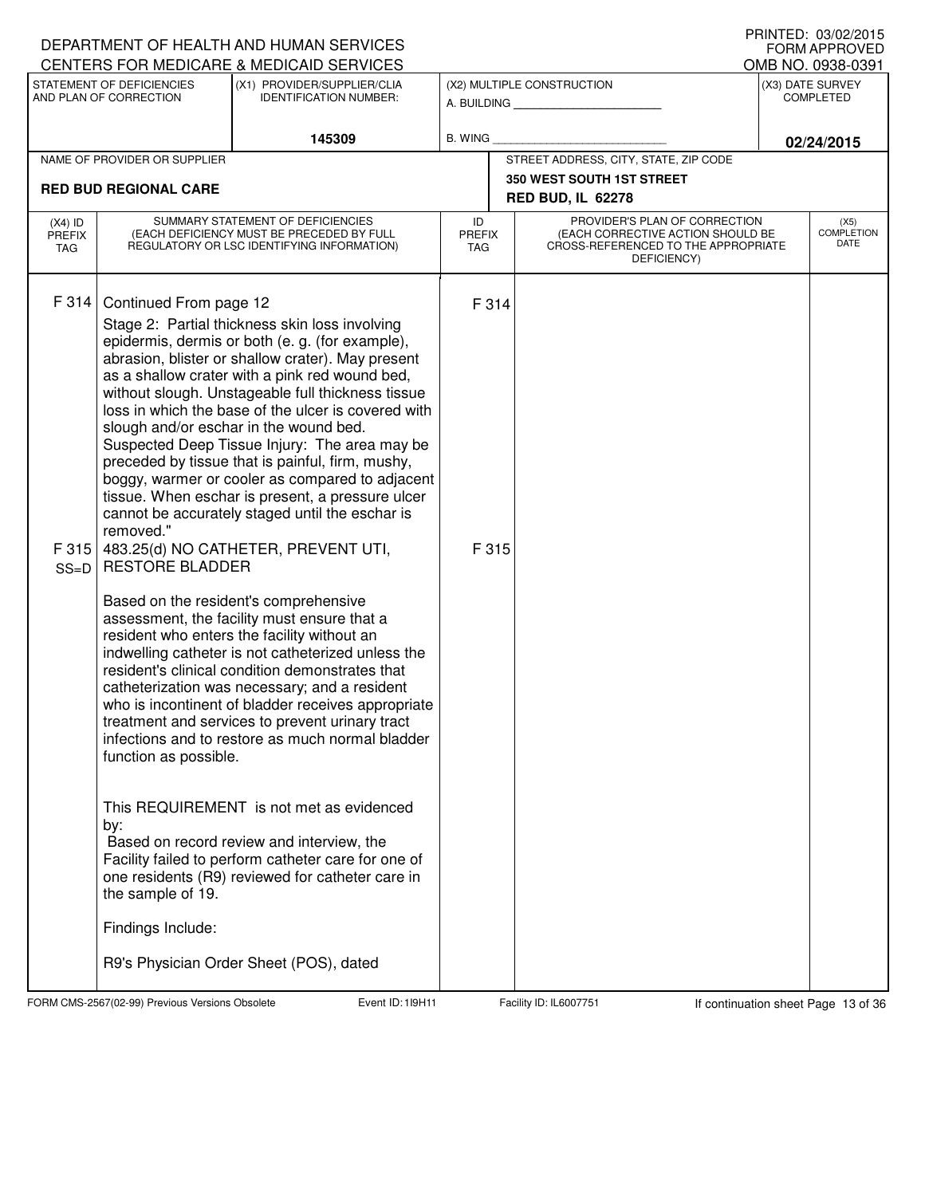DEPARTMENT OF HEALTH AND HUMAN SERVICES
CENTERS FOR MEDICARE & MEDICAID SERVICES

PRINTED: 03/02/2015
FORM APPROVED
OMB NO. 0938-0391

| STATEMENT OF DEFICIENCIES AND PLAN OF CORRECTION | (X1) PROVIDER/SUPPLIER/CLIA IDENTIFICATION NUMBER: | (X2) MULTIPLE CONSTRUCTION | (X3) DATE SURVEY COMPLETED |
|---|---|---|---|
| | 145309 | A. BUILDING ______ B. WING ______ | 02/24/2015 |

| NAME OF PROVIDER OR SUPPLIER | STREET ADDRESS, CITY, STATE, ZIP CODE |
|---|---|
| RED BUD REGIONAL CARE | 350 WEST SOUTH 1ST STREET RED BUD, IL 62278 |

| (X4) ID PREFIX TAG | SUMMARY STATEMENT OF DEFICIENCIES (EACH DEFICIENCY MUST BE PRECEDED BY FULL REGULATORY OR LSC IDENTIFYING INFORMATION) | ID PREFIX TAG | PROVIDER'S PLAN OF CORRECTION (EACH CORRECTIVE ACTION SHOULD BE CROSS-REFERENCED TO THE APPROPRIATE DEFICIENCY) | (X5) COMPLETION DATE |
|---|---|---|---|---|
| F 314 | Continued From page 12<br>Stage 2: Partial thickness skin loss involving epidermis, dermis or both (e. g. (for example), abrasion, blister or shallow crater). May present as a shallow crater with a pink red wound bed, without slough. Unstageable full thickness tissue loss in which the base of the ulcer is covered with slough and/or eschar in the wound bed.<br>Suspected Deep Tissue Injury: The area may be preceded by tissue that is painful, firm, mushy, boggy, warmer or cooler as compared to adjacent tissue. When eschar is present, a pressure ulcer cannot be accurately staged until the eschar is removed." | F 314 | | |
| F 315 SS=D | 483.25(d) NO CATHETER, PREVENT UTI, RESTORE BLADDER<br><br>Based on the resident's comprehensive assessment, the facility must ensure that a resident who enters the facility without an indwelling catheter is not catheterized unless the resident's clinical condition demonstrates that catheterization was necessary; and a resident who is incontinent of bladder receives appropriate treatment and services to prevent urinary tract infections and to restore as much normal bladder function as possible.<br><br>This REQUIREMENT is not met as evidenced by:<br>Based on record review and interview, the Facility failed to perform catheter care for one of one residents (R9) reviewed for catheter care in the sample of 19.<br><br>Findings Include:<br><br>R9's Physician Order Sheet (POS), dated | F 315 | | |

FORM CMS-2567(02-99) Previous Versions Obsolete Event ID: 1I9H11 Facility ID: IL6007751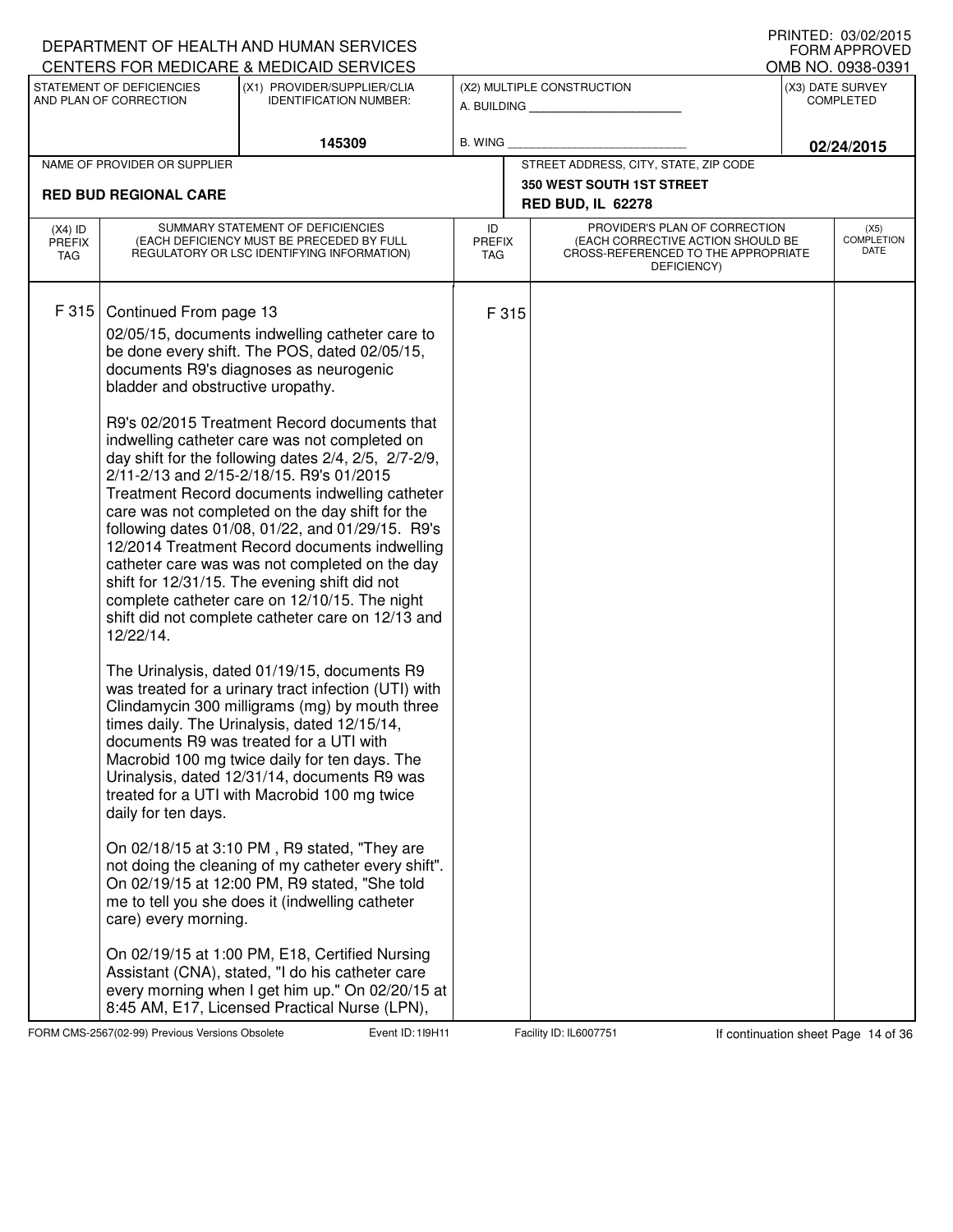DEPARTMENT OF HEALTH AND HUMAN SERVICES
CENTERS FOR MEDICARE & MEDICAID SERVICES

PRINTED: 03/02/2015
FORM APPROVED
OMB NO. 0938-0391

| STATEMENT OF DEFICIENCIES AND PLAN OF CORRECTION | (X1) PROVIDER/SUPPLIER/CLIA IDENTIFICATION NUMBER: | (X2) MULTIPLE CONSTRUCTION | (X3) DATE SURVEY COMPLETED |
|---|---|---|---|
| | 145309 | A. BUILDING ___ B. WING ___ | 02/24/2015 |

| NAME OF PROVIDER OR SUPPLIER | STREET ADDRESS, CITY, STATE, ZIP CODE |
|---|---|
| RED BUD REGIONAL CARE | 350 WEST SOUTH 1ST STREET RED BUD, IL 62278 |

| (X4) ID PREFIX TAG | SUMMARY STATEMENT OF DEFICIENCIES (EACH DEFICIENCY MUST BE PRECEDED BY FULL REGULATORY OR LSC IDENTIFYING INFORMATION) | ID PREFIX TAG | PROVIDER'S PLAN OF CORRECTION (EACH CORRECTIVE ACTION SHOULD BE CROSS-REFERENCED TO THE APPROPRIATE DEFICIENCY) | (X5) COMPLETION DATE |
|---|---|---|---|---|
| F 315 | Continued From page 13 | F 315 | | |

02/05/15, documents indwelling catheter care to be done every shift. The POS, dated 02/05/15, documents R9's diagnoses as neurogenic bladder and obstructive uropathy.

R9's 02/2015 Treatment Record documents that indwelling catheter care was not completed on day shift for the following dates 2/4, 2/5, 2/7-2/9, 2/11-2/13 and 2/15-2/18/15. R9's 01/2015 Treatment Record documents indwelling catheter care was not completed on the day shift for the following dates 01/08, 01/22, and 01/29/15. R9's 12/2014 Treatment Record documents indwelling catheter care was was not completed on the day shift for 12/31/15. The evening shift did not complete catheter care on 12/10/15. The night shift did not complete catheter care on 12/13 and 12/22/14.

The Urinalysis, dated 01/19/15, documents R9 was treated for a urinary tract infection (UTI) with Clindamycin 300 milligrams (mg) by mouth three times daily. The Urinalysis, dated 12/15/14, documents R9 was treated for a UTI with Macrobid 100 mg twice daily for ten days. The Urinalysis, dated 12/31/14, documents R9 was treated for a UTI with Macrobid 100 mg twice daily for ten days.

On 02/18/15 at 3:10 PM , R9 stated, "They are not doing the cleaning of my catheter every shift". On 02/19/15 at 12:00 PM, R9 stated, "She told me to tell you she does it (indwelling catheter care) every morning.

On 02/19/15 at 1:00 PM, E18, Certified Nursing Assistant (CNA), stated, "I do his catheter care every morning when I get him up." On 02/20/15 at 8:45 AM, E17, Licensed Practical Nurse (LPN),

FORM CMS-2567(02-99) Previous Versions Obsolete — Event ID: 1I9H11 — Facility ID: IL6007751 — If continuation sheet Page 14 of 36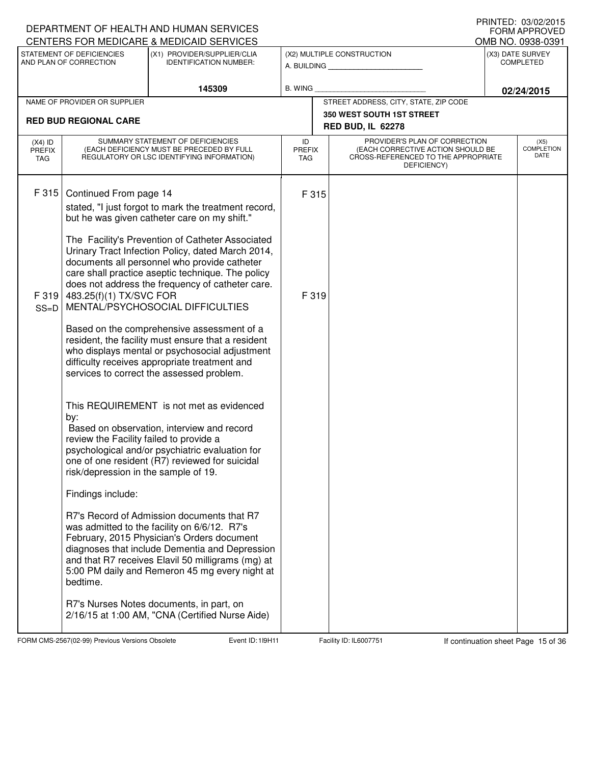DEPARTMENT OF HEALTH AND HUMAN SERVICES
CENTERS FOR MEDICARE & MEDICAID SERVICES

PRINTED: 03/02/2015
FORM APPROVED
OMB NO. 0938-0391

| STATEMENT OF DEFICIENCIES AND PLAN OF CORRECTION | (X1) PROVIDER/SUPPLIER/CLIA IDENTIFICATION NUMBER: | (X2) MULTIPLE CONSTRUCTION | (X3) DATE SURVEY COMPLETED |
|---|---|---|---|
| | 145309 | A. BUILDING ______ B. WING ______ | 02/24/2015 |

| NAME OF PROVIDER OR SUPPLIER | STREET ADDRESS, CITY, STATE, ZIP CODE |
|---|---|
| RED BUD REGIONAL CARE | 350 WEST SOUTH 1ST STREET RED BUD, IL 62278 |

| (X4) ID PREFIX TAG | SUMMARY STATEMENT OF DEFICIENCIES (EACH DEFICIENCY MUST BE PRECEDED BY FULL REGULATORY OR LSC IDENTIFYING INFORMATION) | ID PREFIX TAG | PROVIDER'S PLAN OF CORRECTION (EACH CORRECTIVE ACTION SHOULD BE CROSS-REFERENCED TO THE APPROPRIATE DEFICIENCY) | (X5) COMPLETION DATE |
|---|---|---|---|---|
| F 315 | Continued From page 14<br>stated, "I just forgot to mark the treatment record, but he was given catheter care on my shift."<br><br>The Facility's Prevention of Catheter Associated Urinary Tract Infection Policy, dated March 2014, documents all personnel who provide catheter care shall practice aseptic technique. The policy does not address the frequency of catheter care. | F 315 | | |
| F 319 SS=D | 483.25(f)(1) TX/SVC FOR MENTAL/PSYCHOSOCIAL DIFFICULTIES<br><br>Based on the comprehensive assessment of a resident, the facility must ensure that a resident who displays mental or psychosocial adjustment difficulty receives appropriate treatment and services to correct the assessed problem.<br><br>This REQUIREMENT is not met as evidenced by:<br>Based on observation, interview and record review the Facility failed to provide a psychological and/or psychiatric evaluation for one of one resident (R7) reviewed for suicidal risk/depression in the sample of 19.<br><br>Findings include:<br><br>R7's Record of Admission documents that R7 was admitted to the facility on 6/6/12. R7's February, 2015 Physician's Orders document diagnoses that include Dementia and Depression and that R7 receives Elavil 50 milligrams (mg) at 5:00 PM daily and Remeron 45 mg every night at bedtime.<br><br>R7's Nurses Notes documents, in part, on 2/16/15 at 1:00 AM, "CNA (Certified Nurse Aide) | F 319 | | |

FORM CMS-2567(02-99) Previous Versions Obsolete | Event ID: 1I9H11 | Facility ID: IL6007751 | If continuation sheet Page 15 of 36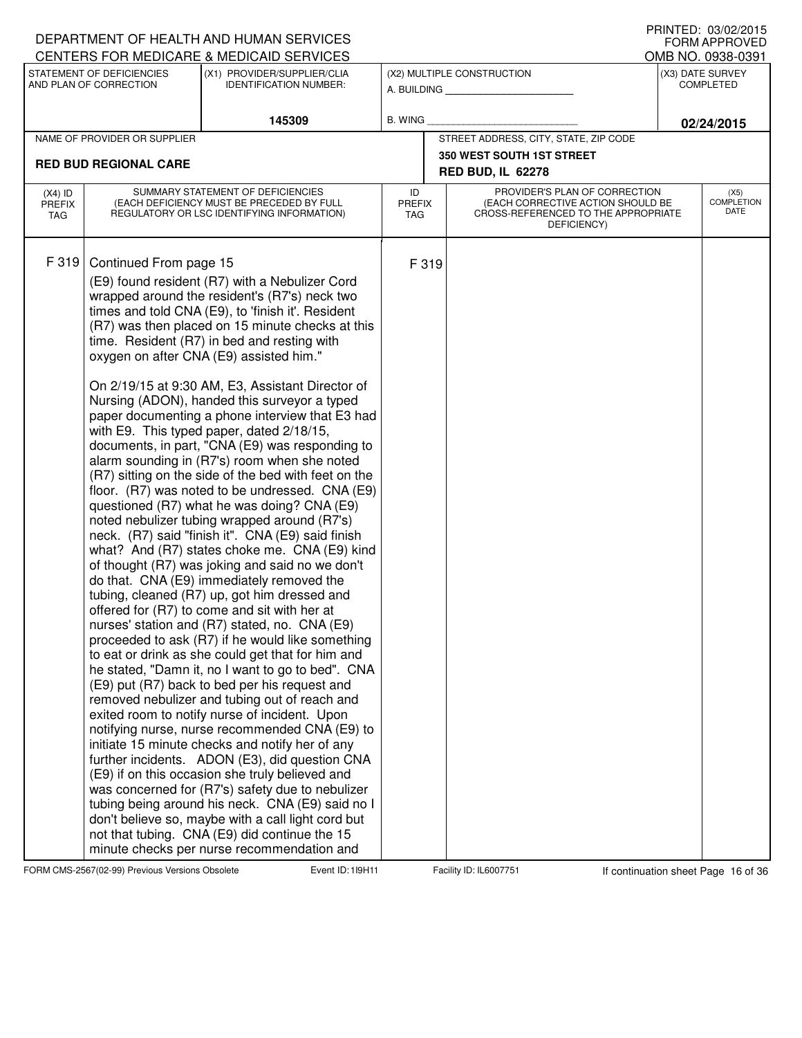DEPARTMENT OF HEALTH AND HUMAN SERVICES
CENTERS FOR MEDICARE & MEDICAID SERVICES

PRINTED: 03/02/2015
FORM APPROVED
OMB NO. 0938-0391

| STATEMENT OF DEFICIENCIES AND PLAN OF CORRECTION | (X1) PROVIDER/SUPPLIER/CLIA IDENTIFICATION NUMBER: | (X2) MULTIPLE CONSTRUCTION | (X3) DATE SURVEY COMPLETED |
|---|---|---|---|
| | 145309 | A. BUILDING ______ B. WING ______ | 02/24/2015 |

| NAME OF PROVIDER OR SUPPLIER | STREET ADDRESS, CITY, STATE, ZIP CODE |
|---|---|
| RED BUD REGIONAL CARE | 350 WEST SOUTH 1ST STREET RED BUD, IL 62278 |

| (X4) ID PREFIX TAG | SUMMARY STATEMENT OF DEFICIENCIES (EACH DEFICIENCY MUST BE PRECEDED BY FULL REGULATORY OR LSC IDENTIFYING INFORMATION) | ID PREFIX TAG | PROVIDER'S PLAN OF CORRECTION (EACH CORRECTIVE ACTION SHOULD BE CROSS-REFERENCED TO THE APPROPRIATE DEFICIENCY) | (X5) COMPLETION DATE |
|---|---|---|---|---|
| F 319 | Continued From page 15<br>(E9) found resident (R7) with a Nebulizer Cord wrapped around the resident's (R7's) neck two times and told CNA (E9), to 'finish it'. Resident (R7) was then placed on 15 minute checks at this time. Resident (R7) in bed and resting with oxygen on after CNA (E9) assisted him."<br><br>On 2/19/15 at 9:30 AM, E3, Assistant Director of Nursing (ADON), handed this surveyor a typed paper documenting a phone interview that E3 had with E9. This typed paper, dated 2/18/15, documents, in part, "CNA (E9) was responding to alarm sounding in (R7's) room when she noted (R7) sitting on the side of the bed with feet on the floor. (R7) was noted to be undressed. CNA (E9) questioned (R7) what he was doing? CNA (E9) noted nebulizer tubing wrapped around (R7's) neck. (R7) said "finish it". CNA (E9) said finish what? And (R7) states choke me. CNA (E9) kind of thought (R7) was joking and said no we don't do that. CNA (E9) immediately removed the tubing, cleaned (R7) up, got him dressed and offered for (R7) to come and sit with her at nurses' station and (R7) stated, no. CNA (E9) proceeded to ask (R7) if he would like something to eat or drink as she could get that for him and he stated, "Damn it, no I want to go to bed". CNA (E9) put (R7) back to bed per his request and removed nebulizer and tubing out of reach and exited room to notify nurse of incident. Upon notifying nurse, nurse recommended CNA (E9) to initiate 15 minute checks and notify her of any further incidents. ADON (E3), did question CNA (E9) if on this occasion she truly believed and was concerned for (R7's) safety due to nebulizer tubing being around his neck. CNA (E9) said no I don't believe so, maybe with a call light cord but not that tubing. CNA (E9) did continue the 15 minute checks per nurse recommendation and | F 319 | | |

FORM CMS-2567(02-99) Previous Versions Obsolete Event ID: 1I9H11 Facility ID: IL6007751 If continuation sheet Page 16 of 36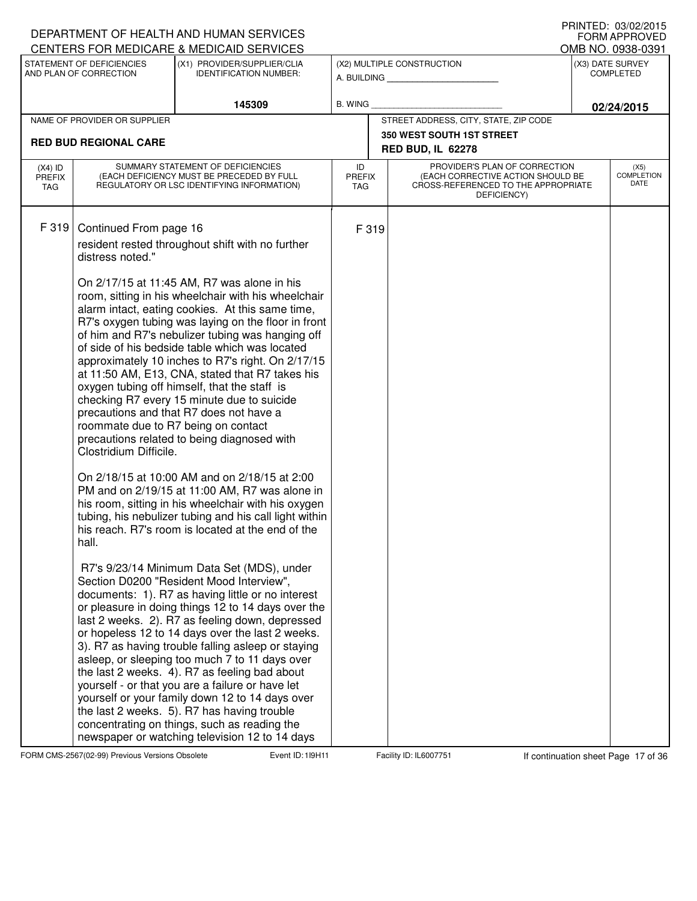DEPARTMENT OF HEALTH AND HUMAN SERVICES
CENTERS FOR MEDICARE & MEDICAID SERVICES

PRINTED: 03/02/2015
FORM APPROVED
OMB NO. 0938-0391

| STATEMENT OF DEFICIENCIES AND PLAN OF CORRECTION | (X1) PROVIDER/SUPPLIER/CLIA IDENTIFICATION NUMBER: | (X2) MULTIPLE CONSTRUCTION | (X3) DATE SURVEY COMPLETED |
|---|---|---|---|
| | 145309 | A. BUILDING ______ B. WING ______ | 02/24/2015 |

| NAME OF PROVIDER OR SUPPLIER | STREET ADDRESS, CITY, STATE, ZIP CODE |
|---|---|
| RED BUD REGIONAL CARE | 350 WEST SOUTH 1ST STREET RED BUD, IL 62278 |

| (X4) ID PREFIX TAG | SUMMARY STATEMENT OF DEFICIENCIES (EACH DEFICIENCY MUST BE PRECEDED BY FULL REGULATORY OR LSC IDENTIFYING INFORMATION) | ID PREFIX TAG | PROVIDER'S PLAN OF CORRECTION (EACH CORRECTIVE ACTION SHOULD BE CROSS-REFERENCED TO THE APPROPRIATE DEFICIENCY) | (X5) COMPLETION DATE |
|---|---|---|---|---|
| F 319 | Continued From page 16 | F 319 | | |

resident rested throughout shift with no further distress noted."

On 2/17/15 at 11:45 AM, R7 was alone in his room, sitting in his wheelchair with his wheelchair alarm intact, eating cookies. At this same time, R7's oxygen tubing was laying on the floor in front of him and R7's nebulizer tubing was hanging off of side of his bedside table which was located approximately 10 inches to R7's right. On 2/17/15 at 11:50 AM, E13, CNA, stated that R7 takes his oxygen tubing off himself, that the staff is checking R7 every 15 minute due to suicide precautions and that R7 does not have a roommate due to R7 being on contact precautions related to being diagnosed with Clostridium Difficile.

On 2/18/15 at 10:00 AM and on 2/18/15 at 2:00 PM and on 2/19/15 at 11:00 AM, R7 was alone in his room, sitting in his wheelchair with his oxygen tubing, his nebulizer tubing and his call light within his reach. R7's room is located at the end of the hall.

R7's 9/23/14 Minimum Data Set (MDS), under Section D0200 "Resident Mood Interview", documents: 1). R7 as having little or no interest or pleasure in doing things 12 to 14 days over the last 2 weeks. 2). R7 as feeling down, depressed or hopeless 12 to 14 days over the last 2 weeks. 3). R7 as having trouble falling asleep or staying asleep, or sleeping too much 7 to 11 days over the last 2 weeks. 4). R7 as feeling bad about yourself - or that you are a failure or have let yourself or your family down 12 to 14 days over the last 2 weeks. 5). R7 has having trouble concentrating on things, such as reading the newspaper or watching television 12 to 14 days

FORM CMS-2567(02-99) Previous Versions Obsolete Event ID: 1I9H11 Facility ID: IL6007751 If continuation sheet Page 17 of 36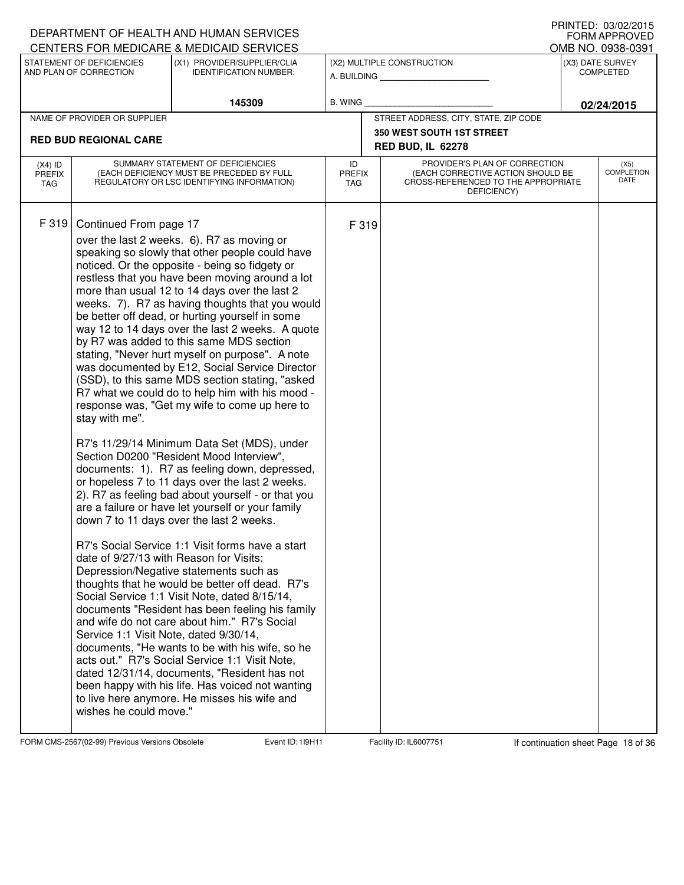DEPARTMENT OF HEALTH AND HUMAN SERVICES
CENTERS FOR MEDICARE & MEDICAID SERVICES

PRINTED: 03/02/2015
FORM APPROVED
OMB NO. 0938-0391

| STATEMENT OF DEFICIENCIES AND PLAN OF CORRECTION | (X1) PROVIDER/SUPPLIER/CLIA IDENTIFICATION NUMBER: | (X2) MULTIPLE CONSTRUCTION | (X3) DATE SURVEY COMPLETED |
|---|---|---|---|
| | 145309 | A. BUILDING ______ B. WING ______ | 02/24/2015 |

| NAME OF PROVIDER OR SUPPLIER | STREET ADDRESS, CITY, STATE, ZIP CODE |
|---|---|
| RED BUD REGIONAL CARE | 350 WEST SOUTH 1ST STREET RED BUD, IL 62278 |

| (X4) ID PREFIX TAG | SUMMARY STATEMENT OF DEFICIENCIES (EACH DEFICIENCY MUST BE PRECEDED BY FULL REGULATORY OR LSC IDENTIFYING INFORMATION) | ID PREFIX TAG | PROVIDER'S PLAN OF CORRECTION (EACH CORRECTIVE ACTION SHOULD BE CROSS-REFERENCED TO THE APPROPRIATE DEFICIENCY) | (X5) COMPLETION DATE |
|---|---|---|---|---|
| F 319 | Continued From page 17 | F 319 | | |

over the last 2 weeks. 6). R7 as moving or speaking so slowly that other people could have noticed. Or the opposite - being so fidgety or restless that you have been moving around a lot more than usual 12 to 14 days over the last 2 weeks. 7). R7 as having thoughts that you would be better off dead, or hurting yourself in some way 12 to 14 days over the last 2 weeks. A quote by R7 was added to this same MDS section stating, "Never hurt myself on purpose". A note was documented by E12, Social Service Director (SSD), to this same MDS section stating, "asked R7 what we could do to help him with his mood - response was, "Get my wife to come up here to stay with me".

R7's 11/29/14 Minimum Data Set (MDS), under Section D0200 "Resident Mood Interview", documents: 1). R7 as feeling down, depressed, or hopeless 7 to 11 days over the last 2 weeks. 2). R7 as feeling bad about yourself - or that you are a failure or have let yourself or your family down 7 to 11 days over the last 2 weeks.

R7's Social Service 1:1 Visit forms have a start date of 9/27/13 with Reason for Visits: Depression/Negative statements such as thoughts that he would be better off dead. R7's Social Service 1:1 Visit Note, dated 8/15/14, documents "Resident has been feeling his family and wife do not care about him." R7's Social Service 1:1 Visit Note, dated 9/30/14, documents, "He wants to be with his wife, so he acts out." R7's Social Service 1:1 Visit Note, dated 12/31/14, documents, "Resident has not been happy with his life. Has voiced not wanting to live here anymore. He misses his wife and wishes he could move."

FORM CMS-2567(02-99) Previous Versions Obsolete | Event ID: 1I9H11 | Facility ID: IL6007751 | If continuation sheet Page 18 of 36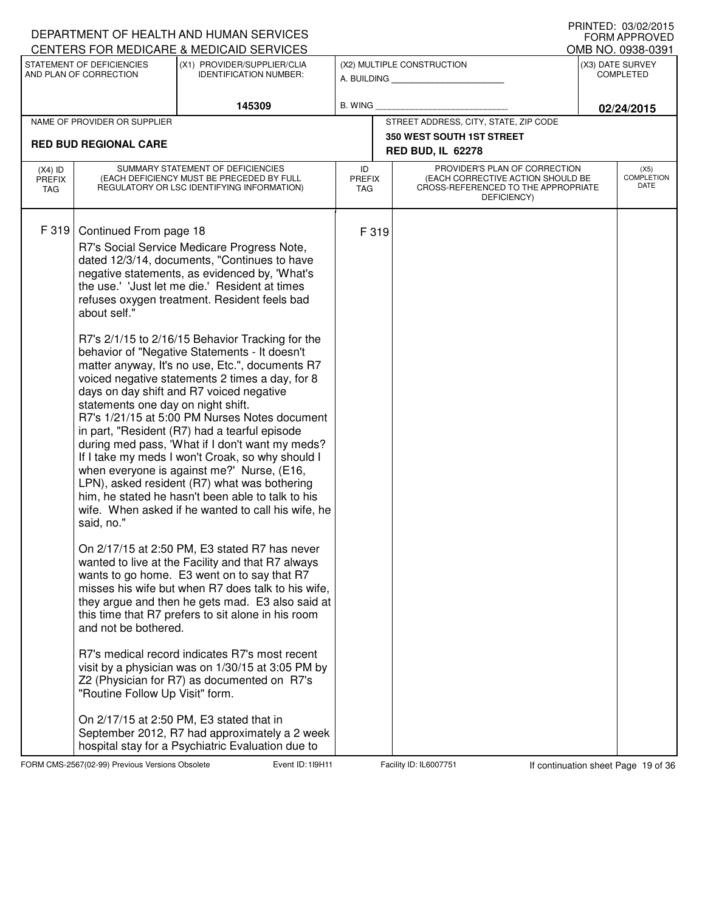DEPARTMENT OF HEALTH AND HUMAN SERVICES
CENTERS FOR MEDICARE & MEDICAID SERVICES

PRINTED: 03/02/2015
FORM APPROVED
OMB NO. 0938-0391

| STATEMENT OF DEFICIENCIES AND PLAN OF CORRECTION | (X1) PROVIDER/SUPPLIER/CLIA IDENTIFICATION NUMBER: | (X2) MULTIPLE CONSTRUCTION | (X3) DATE SURVEY COMPLETED |
|---|---|---|---|
| | 145309 | A. BUILDING ___ B. WING ___ | 02/24/2015 |

| NAME OF PROVIDER OR SUPPLIER | STREET ADDRESS, CITY, STATE, ZIP CODE |
|---|---|
| RED BUD REGIONAL CARE | 350 WEST SOUTH 1ST STREET RED BUD, IL 62278 |

| (X4) ID PREFIX TAG | SUMMARY STATEMENT OF DEFICIENCIES (EACH DEFICIENCY MUST BE PRECEDED BY FULL REGULATORY OR LSC IDENTIFYING INFORMATION) | ID PREFIX TAG | PROVIDER'S PLAN OF CORRECTION (EACH CORRECTIVE ACTION SHOULD BE CROSS-REFERENCED TO THE APPROPRIATE DEFICIENCY) | (X5) COMPLETION DATE |
|---|---|---|---|---|
| F 319 | Continued From page 18 | F 319 | | |

R7's Social Service Medicare Progress Note, dated 12/3/14, documents, "Continues to have negative statements, as evidenced by, 'What's the use.' 'Just let me die.' Resident at times refuses oxygen treatment. Resident feels bad about self."

R7's 2/1/15 to 2/16/15 Behavior Tracking for the behavior of "Negative Statements - It doesn't matter anyway, It's no use, Etc.", documents R7 voiced negative statements 2 times a day, for 8 days on day shift and R7 voiced negative statements one day on night shift.
R7's 1/21/15 at 5:00 PM Nurses Notes document in part, "Resident (R7) had a tearful episode during med pass, 'What if I don't want my meds? If I take my meds I won't Croak, so why should I when everyone is against me?' Nurse, (E16, LPN), asked resident (R7) what was bothering him, he stated he hasn't been able to talk to his wife. When asked if he wanted to call his wife, he said, no."

On 2/17/15 at 2:50 PM, E3 stated R7 has never wanted to live at the Facility and that R7 always wants to go home. E3 went on to say that R7 misses his wife but when R7 does talk to his wife, they argue and then he gets mad. E3 also said at this time that R7 prefers to sit alone in his room and not be bothered.

R7's medical record indicates R7's most recent visit by a physician was on 1/30/15 at 3:05 PM by Z2 (Physician for R7) as documented on R7's "Routine Follow Up Visit" form.

On 2/17/15 at 2:50 PM, E3 stated that in September 2012, R7 had approximately a 2 week hospital stay for a Psychiatric Evaluation due to

FORM CMS-2567(02-99) Previous Versions Obsolete Event ID: 1I9H11 Facility ID: IL6007751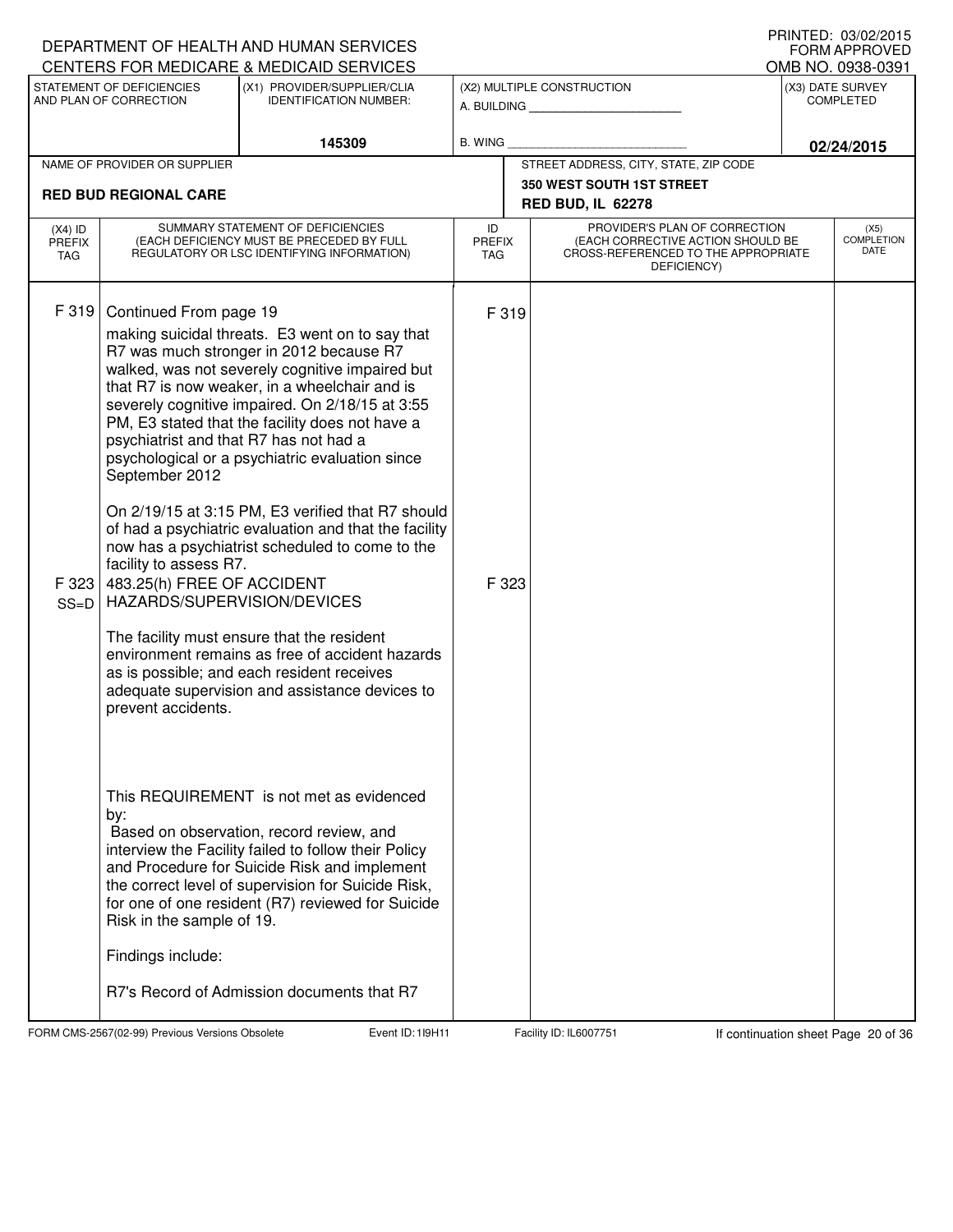DEPARTMENT OF HEALTH AND HUMAN SERVICES
CENTERS FOR MEDICARE & MEDICAID SERVICES

PRINTED: 03/02/2015
FORM APPROVED
OMB NO. 0938-0391

| STATEMENT OF DEFICIENCIES AND PLAN OF CORRECTION | (X1) PROVIDER/SUPPLIER/CLIA IDENTIFICATION NUMBER: | (X2) MULTIPLE CONSTRUCTION | (X3) DATE SURVEY COMPLETED |
|---|---|---|---|
| | 145309 | A. BUILDING ______ B. WING ______ | 02/24/2015 |

| NAME OF PROVIDER OR SUPPLIER | STREET ADDRESS, CITY, STATE, ZIP CODE |
|---|---|
| RED BUD REGIONAL CARE | 350 WEST SOUTH 1ST STREET RED BUD, IL 62278 |

| (X4) ID PREFIX TAG | SUMMARY STATEMENT OF DEFICIENCIES (EACH DEFICIENCY MUST BE PRECEDED BY FULL REGULATORY OR LSC IDENTIFYING INFORMATION) | ID PREFIX TAG | PROVIDER'S PLAN OF CORRECTION (EACH CORRECTIVE ACTION SHOULD BE CROSS-REFERENCED TO THE APPROPRIATE DEFICIENCY) | (X5) COMPLETION DATE |
|---|---|---|---|---|
| F 319 | Continued From page 19<br>making suicidal threats. E3 went on to say that R7 was much stronger in 2012 because R7 walked, was not severely cognitive impaired but that R7 is now weaker, in a wheelchair and is severely cognitive impaired. On 2/18/15 at 3:55 PM, E3 stated that the facility does not have a psychiatrist and that R7 has not had a psychological or a psychiatric evaluation since September 2012<br><br>On 2/19/15 at 3:15 PM, E3 verified that R7 should of had a psychiatric evaluation and that the facility now has a psychiatrist scheduled to come to the facility to assess R7. | F 319 | | |
| F 323 SS=D | 483.25(h) FREE OF ACCIDENT HAZARDS/SUPERVISION/DEVICES<br><br>The facility must ensure that the resident environment remains as free of accident hazards as is possible; and each resident receives adequate supervision and assistance devices to prevent accidents.<br><br>This REQUIREMENT is not met as evidenced by:<br>Based on observation, record review, and interview the Facility failed to follow their Policy and Procedure for Suicide Risk and implement the correct level of supervision for Suicide Risk, for one of one resident (R7) reviewed for Suicide Risk in the sample of 19.<br><br>Findings include:<br><br>R7's Record of Admission documents that R7 | F 323 | | |

FORM CMS-2567(02-99) Previous Versions Obsolete Event ID: 1I9H11 Facility ID: IL6007751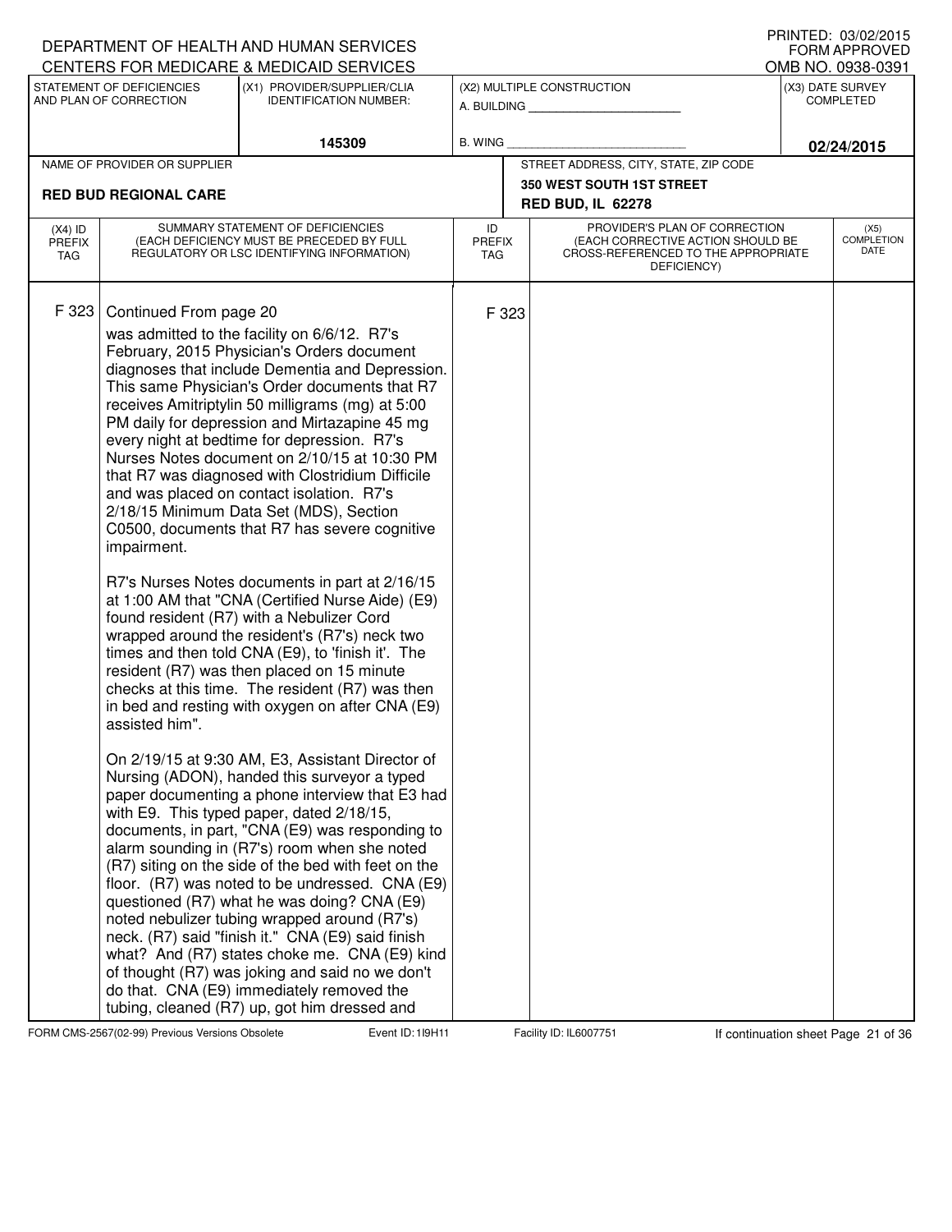DEPARTMENT OF HEALTH AND HUMAN SERVICES
CENTERS FOR MEDICARE & MEDICAID SERVICES

PRINTED: 03/02/2015
FORM APPROVED
OMB NO. 0938-0391

| STATEMENT OF DEFICIENCIES AND PLAN OF CORRECTION | (X1) PROVIDER/SUPPLIER/CLIA IDENTIFICATION NUMBER: | (X2) MULTIPLE CONSTRUCTION | (X3) DATE SURVEY COMPLETED |
|---|---|---|---|
| | 145309 | A. BUILDING ______ B. WING ______ | 02/24/2015 |

| NAME OF PROVIDER OR SUPPLIER | STREET ADDRESS, CITY, STATE, ZIP CODE |
|---|---|
| RED BUD REGIONAL CARE | 350 WEST SOUTH 1ST STREET RED BUD, IL 62278 |

| (X4) ID PREFIX TAG | SUMMARY STATEMENT OF DEFICIENCIES (EACH DEFICIENCY MUST BE PRECEDED BY FULL REGULATORY OR LSC IDENTIFYING INFORMATION) | ID PREFIX TAG | PROVIDER'S PLAN OF CORRECTION (EACH CORRECTIVE ACTION SHOULD BE CROSS-REFERENCED TO THE APPROPRIATE DEFICIENCY) | (X5) COMPLETION DATE |
|---|---|---|---|---|
| F 323 | Continued From page 20 | F 323 | | |

was admitted to the facility on 6/6/12. R7's February, 2015 Physician's Orders document diagnoses that include Dementia and Depression. This same Physician's Order documents that R7 receives Amitriptylin 50 milligrams (mg) at 5:00 PM daily for depression and Mirtazapine 45 mg every night at bedtime for depression. R7's Nurses Notes document on 2/10/15 at 10:30 PM that R7 was diagnosed with Clostridium Difficile and was placed on contact isolation. R7's 2/18/15 Minimum Data Set (MDS), Section C0500, documents that R7 has severe cognitive impairment.

R7's Nurses Notes documents in part at 2/16/15 at 1:00 AM that "CNA (Certified Nurse Aide) (E9) found resident (R7) with a Nebulizer Cord wrapped around the resident's (R7's) neck two times and then told CNA (E9), to 'finish it'. The resident (R7) was then placed on 15 minute checks at this time. The resident (R7) was then in bed and resting with oxygen on after CNA (E9) assisted him".

On 2/19/15 at 9:30 AM, E3, Assistant Director of Nursing (ADON), handed this surveyor a typed paper documenting a phone interview that E3 had with E9. This typed paper, dated 2/18/15, documents, in part, "CNA (E9) was responding to alarm sounding in (R7's) room when she noted (R7) siting on the side of the bed with feet on the floor. (R7) was noted to be undressed. CNA (E9) questioned (R7) what he was doing? CNA (E9) noted nebulizer tubing wrapped around (R7's) neck. (R7) said "finish it." CNA (E9) said finish what? And (R7) states choke me. CNA (E9) kind of thought (R7) was joking and said no we don't do that. CNA (E9) immediately removed the tubing, cleaned (R7) up, got him dressed and

FORM CMS-2567(02-99) Previous Versions Obsolete Event ID: 1I9H11 Facility ID: IL6007751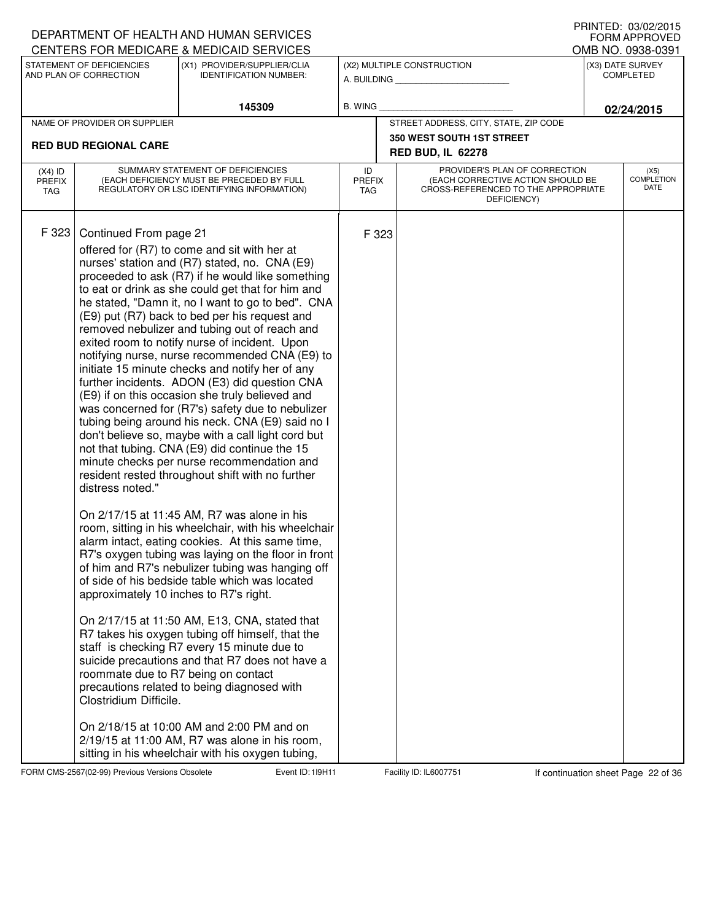DEPARTMENT OF HEALTH AND HUMAN SERVICES
CENTERS FOR MEDICARE & MEDICAID SERVICES

PRINTED: 03/02/2015
FORM APPROVED
OMB NO. 0938-0391

| STATEMENT OF DEFICIENCIES AND PLAN OF CORRECTION | (X1) PROVIDER/SUPPLIER/CLIA IDENTIFICATION NUMBER: | (X2) MULTIPLE CONSTRUCTION | (X3) DATE SURVEY COMPLETED |
|---|---|---|---|
| | 145309 | A. BUILDING ______ B. WING ______ | 02/24/2015 |

| NAME OF PROVIDER OR SUPPLIER | STREET ADDRESS, CITY, STATE, ZIP CODE |
|---|---|
| RED BUD REGIONAL CARE | 350 WEST SOUTH 1ST STREET RED BUD, IL 62278 |

| (X4) ID PREFIX TAG | SUMMARY STATEMENT OF DEFICIENCIES (EACH DEFICIENCY MUST BE PRECEDED BY FULL REGULATORY OR LSC IDENTIFYING INFORMATION) | ID PREFIX TAG | PROVIDER'S PLAN OF CORRECTION (EACH CORRECTIVE ACTION SHOULD BE CROSS-REFERENCED TO THE APPROPRIATE DEFICIENCY) | (X5) COMPLETION DATE |
|---|---|---|---|---|
| F 323 | Continued From page 21 | F 323 | | |

offered for (R7) to come and sit with her at nurses' station and (R7) stated, no. CNA (E9) proceeded to ask (R7) if he would like something to eat or drink as she could get that for him and he stated, "Damn it, no I want to go to bed". CNA (E9) put (R7) back to bed per his request and removed nebulizer and tubing out of reach and exited room to notify nurse of incident. Upon notifying nurse, nurse recommended CNA (E9) to initiate 15 minute checks and notify her of any further incidents. ADON (E3) did question CNA (E9) if on this occasion she truly believed and was concerned for (R7's) safety due to nebulizer tubing being around his neck. CNA (E9) said no I don't believe so, maybe with a call light cord but not that tubing. CNA (E9) did continue the 15 minute checks per nurse recommendation and resident rested throughout shift with no further distress noted."

On 2/17/15 at 11:45 AM, R7 was alone in his room, sitting in his wheelchair, with his wheelchair alarm intact, eating cookies. At this same time, R7's oxygen tubing was laying on the floor in front of him and R7's nebulizer tubing was hanging off of side of his bedside table which was located approximately 10 inches to R7's right.

On 2/17/15 at 11:50 AM, E13, CNA, stated that R7 takes his oxygen tubing off himself, that the staff is checking R7 every 15 minute due to suicide precautions and that R7 does not have a roommate due to R7 being on contact precautions related to being diagnosed with Clostridium Difficile.

On 2/18/15 at 10:00 AM and 2:00 PM and on 2/19/15 at 11:00 AM, R7 was alone in his room, sitting in his wheelchair with his oxygen tubing,

FORM CMS-2567(02-99) Previous Versions Obsolete Event ID: 1I9H11 Facility ID: IL6007751 If continuation sheet Page 22 of 36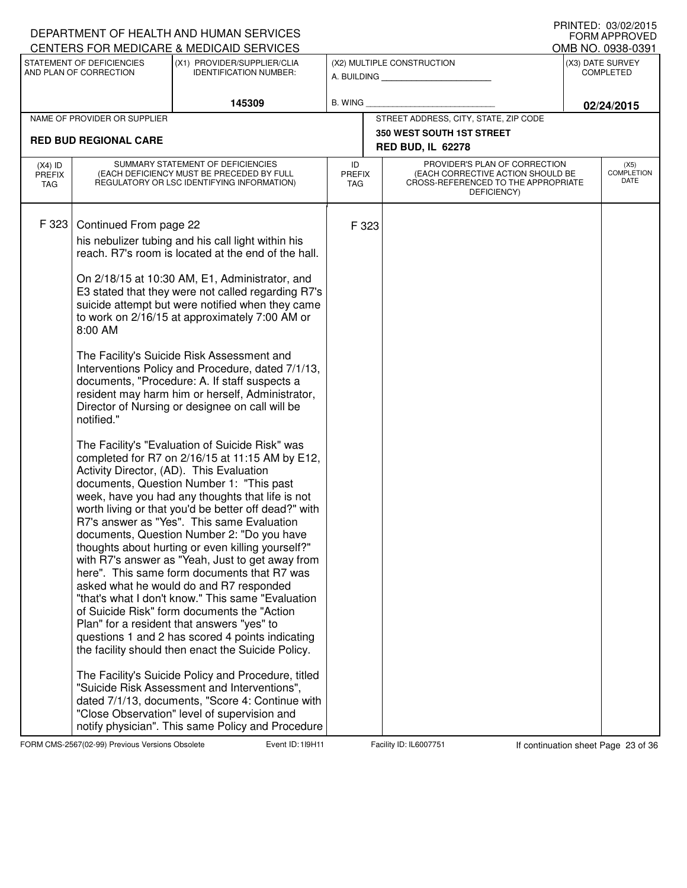DEPARTMENT OF HEALTH AND HUMAN SERVICES
CENTERS FOR MEDICARE & MEDICAID SERVICES

PRINTED: 03/02/2015
FORM APPROVED
OMB NO. 0938-0391

| STATEMENT OF DEFICIENCIES AND PLAN OF CORRECTION | (X1) PROVIDER/SUPPLIER/CLIA IDENTIFICATION NUMBER: | (X2) MULTIPLE CONSTRUCTION | (X3) DATE SURVEY COMPLETED |
|---|---|---|---|
| | 145309 | A. BUILDING ______ B. WING ______ | 02/24/2015 |

| NAME OF PROVIDER OR SUPPLIER | STREET ADDRESS, CITY, STATE, ZIP CODE |
|---|---|
| RED BUD REGIONAL CARE | 350 WEST SOUTH 1ST STREET RED BUD, IL 62278 |

| (X4) ID PREFIX TAG | SUMMARY STATEMENT OF DEFICIENCIES (EACH DEFICIENCY MUST BE PRECEDED BY FULL REGULATORY OR LSC IDENTIFYING INFORMATION) | ID PREFIX TAG | PROVIDER'S PLAN OF CORRECTION (EACH CORRECTIVE ACTION SHOULD BE CROSS-REFERENCED TO THE APPROPRIATE DEFICIENCY) | (X5) COMPLETION DATE |
|---|---|---|---|---|
| F 323 | Continued From page 22 | F 323 | | |

his nebulizer tubing and his call light within his reach. R7's room is located at the end of the hall.

On 2/18/15 at 10:30 AM, E1, Administrator, and E3 stated that they were not called regarding R7's suicide attempt but were notified when they came to work on 2/16/15 at approximately 7:00 AM or 8:00 AM

The Facility's Suicide Risk Assessment and Interventions Policy and Procedure, dated 7/1/13, documents, "Procedure: A. If staff suspects a resident may harm him or herself, Administrator, Director of Nursing or designee on call will be notified."

The Facility's "Evaluation of Suicide Risk" was completed for R7 on 2/16/15 at 11:15 AM by E12, Activity Director, (AD). This Evaluation documents, Question Number 1: "This past week, have you had any thoughts that life is not worth living or that you'd be better off dead?" with R7's answer as "Yes". This same Evaluation documents, Question Number 2: "Do you have thoughts about hurting or even killing yourself?" with R7's answer as "Yeah, Just to get away from here". This same form documents that R7 was asked what he would do and R7 responded "that's what I don't know." This same "Evaluation of Suicide Risk" form documents the "Action Plan" for a resident that answers "yes" to questions 1 and 2 has scored 4 points indicating the facility should then enact the Suicide Policy.

The Facility's Suicide Policy and Procedure, titled "Suicide Risk Assessment and Interventions", dated 7/1/13, documents, "Score 4: Continue with "Close Observation" level of supervision and notify physician". This same Policy and Procedure

FORM CMS-2567(02-99) Previous Versions Obsolete Event ID: 1I9H11 Facility ID: IL6007751 If continuation sheet Page 23 of 36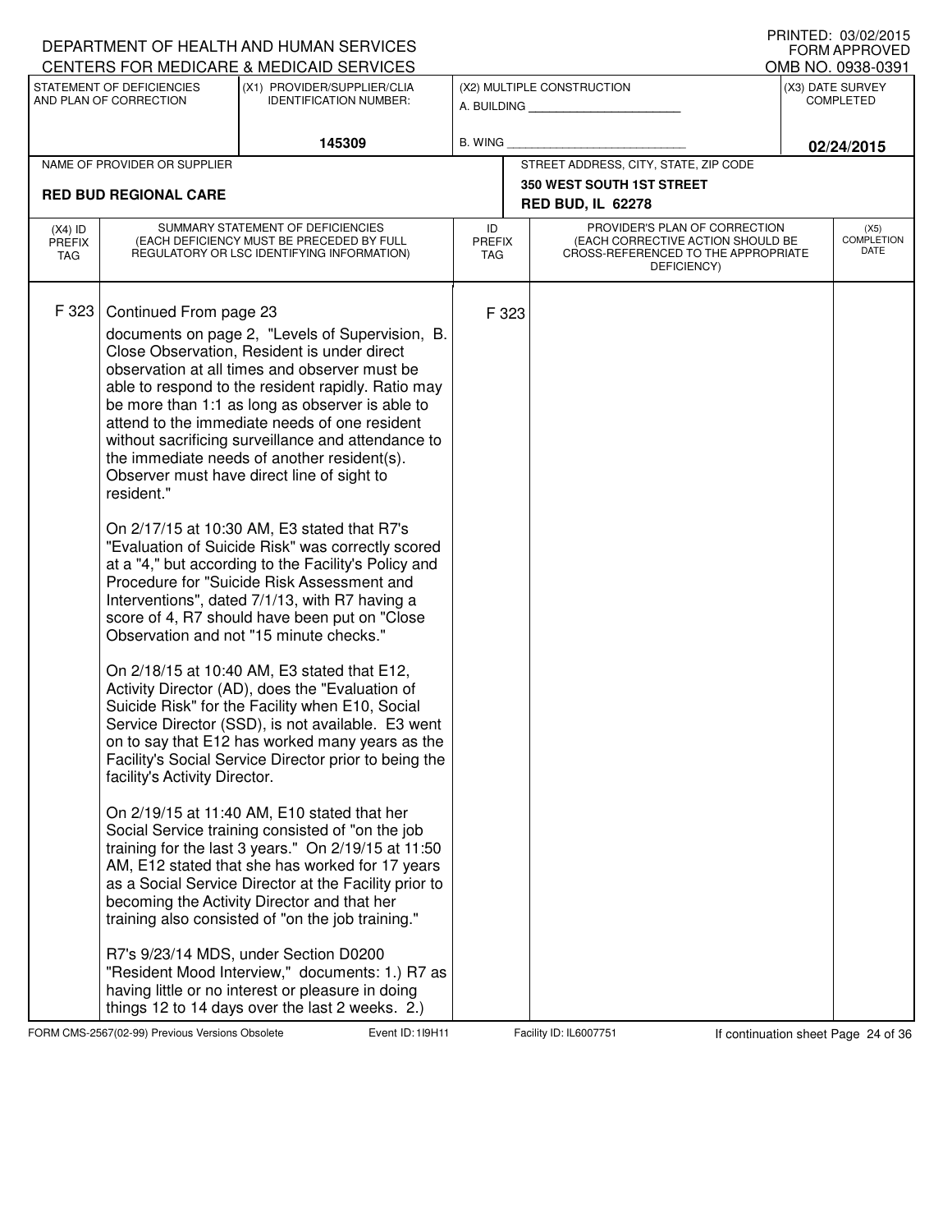DEPARTMENT OF HEALTH AND HUMAN SERVICES
CENTERS FOR MEDICARE & MEDICAID SERVICES

PRINTED: 03/02/2015
FORM APPROVED
OMB NO. 0938-0391

| STATEMENT OF DEFICIENCIES AND PLAN OF CORRECTION | (X1) PROVIDER/SUPPLIER/CLIA IDENTIFICATION NUMBER: | (X2) MULTIPLE CONSTRUCTION | (X3) DATE SURVEY COMPLETED |
|---|---|---|---|
| | 145309 | A. BUILDING ______ B. WING ______ | 02/24/2015 |

| NAME OF PROVIDER OR SUPPLIER | STREET ADDRESS, CITY, STATE, ZIP CODE |
|---|---|
| RED BUD REGIONAL CARE | 350 WEST SOUTH 1ST STREET RED BUD, IL 62278 |

| (X4) ID PREFIX TAG | SUMMARY STATEMENT OF DEFICIENCIES (EACH DEFICIENCY MUST BE PRECEDED BY FULL REGULATORY OR LSC IDENTIFYING INFORMATION) | ID PREFIX TAG | PROVIDER'S PLAN OF CORRECTION (EACH CORRECTIVE ACTION SHOULD BE CROSS-REFERENCED TO THE APPROPRIATE DEFICIENCY) | (X5) COMPLETION DATE |
|---|---|---|---|---|
| F 323 | Continued From page 23 | F 323 | | |

documents on page 2, "Levels of Supervision, B. Close Observation, Resident is under direct observation at all times and observer must be able to respond to the resident rapidly. Ratio may be more than 1:1 as long as observer is able to attend to the immediate needs of one resident without sacrificing surveillance and attendance to the immediate needs of another resident(s). Observer must have direct line of sight to resident."

On 2/17/15 at 10:30 AM, E3 stated that R7's "Evaluation of Suicide Risk" was correctly scored at a "4," but according to the Facility's Policy and Procedure for "Suicide Risk Assessment and Interventions", dated 7/1/13, with R7 having a score of 4, R7 should have been put on "Close Observation and not "15 minute checks."

On 2/18/15 at 10:40 AM, E3 stated that E12, Activity Director (AD), does the "Evaluation of Suicide Risk" for the Facility when E10, Social Service Director (SSD), is not available. E3 went on to say that E12 has worked many years as the Facility's Social Service Director prior to being the facility's Activity Director.

On 2/19/15 at 11:40 AM, E10 stated that her Social Service training consisted of "on the job training for the last 3 years." On 2/19/15 at 11:50 AM, E12 stated that she has worked for 17 years as a Social Service Director at the Facility prior to becoming the Activity Director and that her training also consisted of "on the job training."

R7's 9/23/14 MDS, under Section D0200 "Resident Mood Interview," documents: 1.) R7 as having little or no interest or pleasure in doing things 12 to 14 days over the last 2 weeks. 2.)

FORM CMS-2567(02-99) Previous Versions Obsolete Event ID: 1I9H11 Facility ID: IL6007751 If continuation sheet Page 24 of 36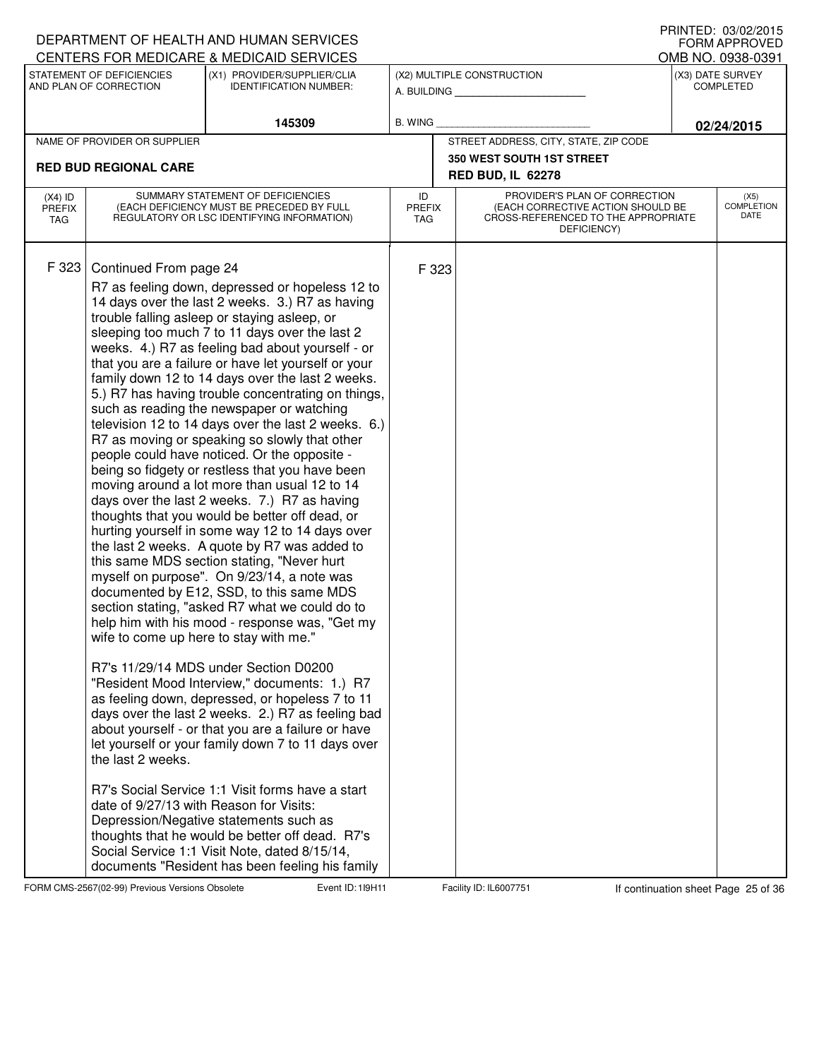DEPARTMENT OF HEALTH AND HUMAN SERVICES
CENTERS FOR MEDICARE & MEDICAID SERVICES

PRINTED: 03/02/2015
FORM APPROVED
OMB NO. 0938-0391

| STATEMENT OF DEFICIENCIES AND PLAN OF CORRECTION | (X1) PROVIDER/SUPPLIER/CLIA IDENTIFICATION NUMBER: | (X2) MULTIPLE CONSTRUCTION | (X3) DATE SURVEY COMPLETED |
|---|---|---|---|
| | 145309 | A. BUILDING ______ B. WING ______ | 02/24/2015 |

| NAME OF PROVIDER OR SUPPLIER | STREET ADDRESS, CITY, STATE, ZIP CODE |
|---|---|
| RED BUD REGIONAL CARE | 350 WEST SOUTH 1ST STREET RED BUD, IL 62278 |

| (X4) ID PREFIX TAG | SUMMARY STATEMENT OF DEFICIENCIES (EACH DEFICIENCY MUST BE PRECEDED BY FULL REGULATORY OR LSC IDENTIFYING INFORMATION) | ID PREFIX TAG | PROVIDER'S PLAN OF CORRECTION (EACH CORRECTIVE ACTION SHOULD BE CROSS-REFERENCED TO THE APPROPRIATE DEFICIENCY) | (X5) COMPLETION DATE |
|---|---|---|---|---|
| F 323 | Continued From page 24<br>R7 as feeling down, depressed or hopeless 12 to 14 days over the last 2 weeks. 3.) R7 as having trouble falling asleep or staying asleep, or sleeping too much 7 to 11 days over the last 2 weeks. 4.) R7 as feeling bad about yourself - or that you are a failure or have let yourself or your family down 12 to 14 days over the last 2 weeks. 5.) R7 has having trouble concentrating on things, such as reading the newspaper or watching television 12 to 14 days over the last 2 weeks. 6.) R7 as moving or speaking so slowly that other people could have noticed. Or the opposite - being so fidgety or restless that you have been moving around a lot more than usual 12 to 14 days over the last 2 weeks. 7.) R7 as having thoughts that you would be better off dead, or hurting yourself in some way 12 to 14 days over the last 2 weeks. A quote by R7 was added to this same MDS section stating, "Never hurt myself on purpose". On 9/23/14, a note was documented by E12, SSD, to this same MDS section stating, "asked R7 what we could do to help him with his mood - response was, "Get my wife to come up here to stay with me."<br><br>R7's 11/29/14 MDS under Section D0200 "Resident Mood Interview," documents: 1.) R7 as feeling down, depressed, or hopeless 7 to 11 days over the last 2 weeks. 2.) R7 as feeling bad about yourself - or that you are a failure or have let yourself or your family down 7 to 11 days over the last 2 weeks.<br><br>R7's Social Service 1:1 Visit forms have a start date of 9/27/13 with Reason for Visits: Depression/Negative statements such as thoughts that he would be better off dead. R7's Social Service 1:1 Visit Note, dated 8/15/14, documents "Resident has been feeling his family | F 323 | | |

FORM CMS-2567(02-99) Previous Versions Obsolete Event ID: 1I9H11 Facility ID: IL6007751 If continuation sheet Page 25 of 36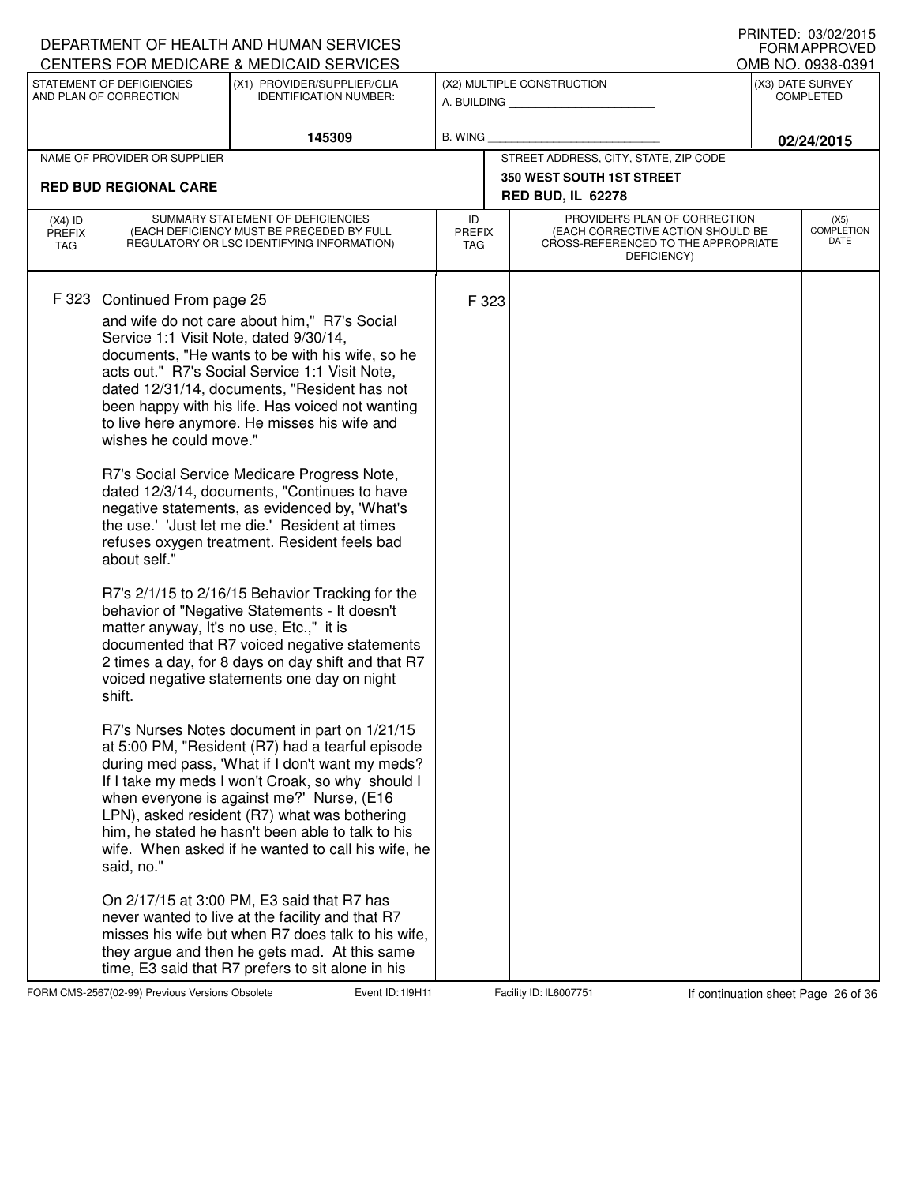DEPARTMENT OF HEALTH AND HUMAN SERVICES
CENTERS FOR MEDICARE & MEDICAID SERVICES

PRINTED: 03/02/2015
FORM APPROVED
OMB NO. 0938-0391

| STATEMENT OF DEFICIENCIES AND PLAN OF CORRECTION | (X1) PROVIDER/SUPPLIER/CLIA IDENTIFICATION NUMBER: | (X2) MULTIPLE CONSTRUCTION | (X3) DATE SURVEY COMPLETED |
|---|---|---|---|
| | 145309 | A. BUILDING ______ B. WING ______ | 02/24/2015 |

| NAME OF PROVIDER OR SUPPLIER | STREET ADDRESS, CITY, STATE, ZIP CODE |
|---|---|
| RED BUD REGIONAL CARE | 350 WEST SOUTH 1ST STREET RED BUD, IL 62278 |

| (X4) ID PREFIX TAG | SUMMARY STATEMENT OF DEFICIENCIES (EACH DEFICIENCY MUST BE PRECEDED BY FULL REGULATORY OR LSC IDENTIFYING INFORMATION) | ID PREFIX TAG | PROVIDER'S PLAN OF CORRECTION (EACH CORRECTIVE ACTION SHOULD BE CROSS-REFERENCED TO THE APPROPRIATE DEFICIENCY) | (X5) COMPLETION DATE |
|---|---|---|---|---|
| F 323 | Continued From page 25<br>and wife do not care about him," R7's Social Service 1:1 Visit Note, dated 9/30/14, documents, "He wants to be with his wife, so he acts out." R7's Social Service 1:1 Visit Note, dated 12/31/14, documents, "Resident has not been happy with his life. Has voiced not wanting to live here anymore. He misses his wife and wishes he could move."<br><br>R7's Social Service Medicare Progress Note, dated 12/3/14, documents, "Continues to have negative statements, as evidenced by, 'What's the use.' 'Just let me die.' Resident at times refuses oxygen treatment. Resident feels bad about self."<br><br>R7's 2/1/15 to 2/16/15 Behavior Tracking for the behavior of "Negative Statements - It doesn't matter anyway, It's no use, Etc.," it is documented that R7 voiced negative statements 2 times a day, for 8 days on day shift and that R7 voiced negative statements one day on night shift.<br><br>R7's Nurses Notes document in part on 1/21/15 at 5:00 PM, "Resident (R7) had a tearful episode during med pass, 'What if I don't want my meds? If I take my meds I won't Croak, so why should I when everyone is against me?' Nurse, (E16 LPN), asked resident (R7) what was bothering him, he stated he hasn't been able to talk to his wife. When asked if he wanted to call his wife, he said, no."<br><br>On 2/17/15 at 3:00 PM, E3 said that R7 has never wanted to live at the facility and that R7 misses his wife but when R7 does talk to his wife, they argue and then he gets mad. At this same time, E3 said that R7 prefers to sit alone in his | F 323 | | |

FORM CMS-2567(02-99) Previous Versions Obsolete Event ID: 1I9H11 Facility ID: IL6007751 If continuation sheet Page 26 of 36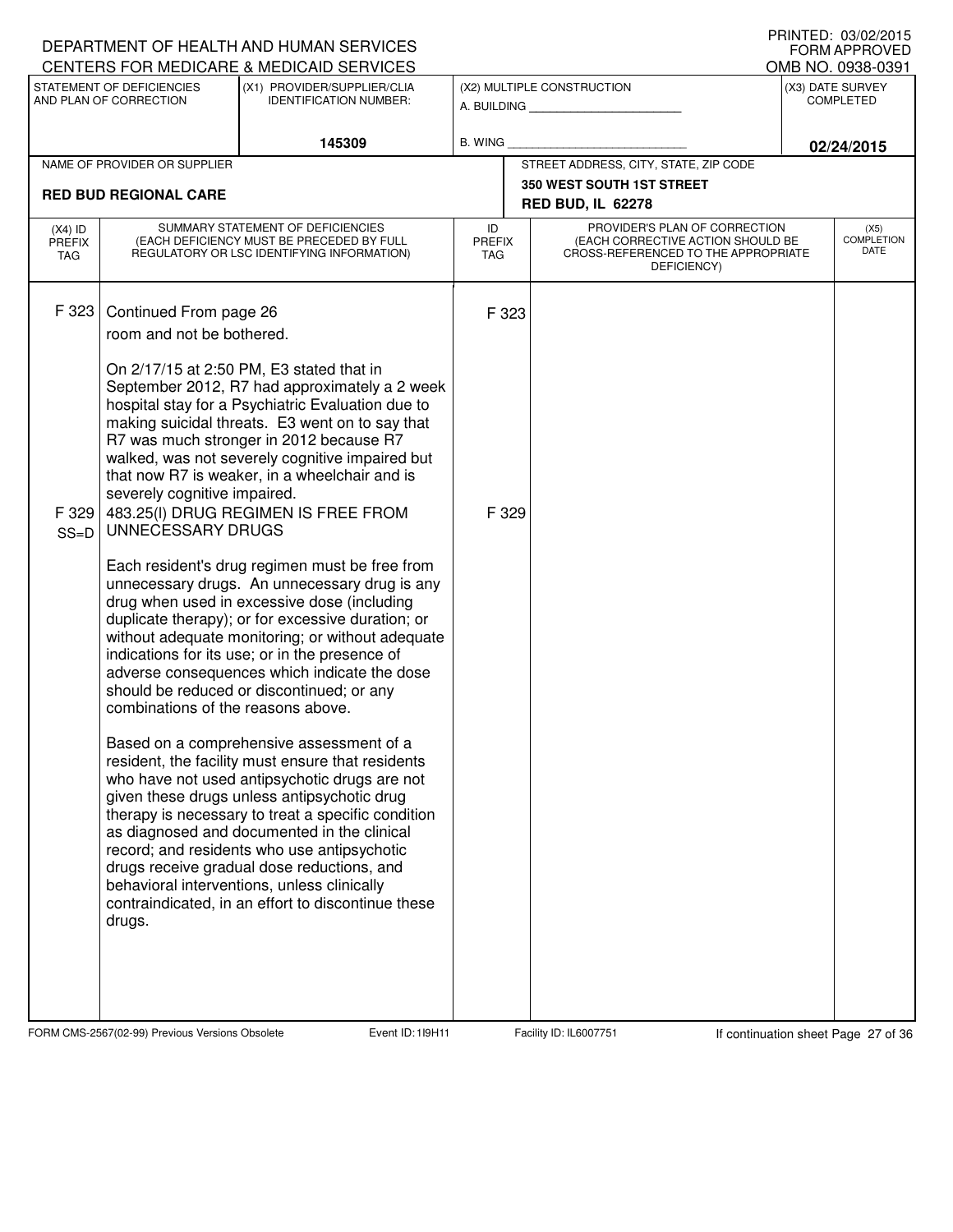DEPARTMENT OF HEALTH AND HUMAN SERVICES
CENTERS FOR MEDICARE & MEDICAID SERVICES

PRINTED: 03/02/2015
FORM APPROVED
OMB NO. 0938-0391

| STATEMENT OF DEFICIENCIES AND PLAN OF CORRECTION | (X1) PROVIDER/SUPPLIER/CLIA IDENTIFICATION NUMBER: | (X2) MULTIPLE CONSTRUCTION | (X3) DATE SURVEY COMPLETED |
|---|---|---|---|
| | 145309 | A. BUILDING ______ B. WING ______ | 02/24/2015 |

| NAME OF PROVIDER OR SUPPLIER | STREET ADDRESS, CITY, STATE, ZIP CODE |
|---|---|
| RED BUD REGIONAL CARE | 350 WEST SOUTH 1ST STREET RED BUD, IL 62278 |

| (X4) ID PREFIX TAG | SUMMARY STATEMENT OF DEFICIENCIES (EACH DEFICIENCY MUST BE PRECEDED BY FULL REGULATORY OR LSC IDENTIFYING INFORMATION) | ID PREFIX TAG | PROVIDER'S PLAN OF CORRECTION (EACH CORRECTIVE ACTION SHOULD BE CROSS-REFERENCED TO THE APPROPRIATE DEFICIENCY) | (X5) COMPLETION DATE |
|---|---|---|---|---|
| F 323 | Continued From page 26<br>room and not be bothered.<br><br>On 2/17/15 at 2:50 PM, E3 stated that in September 2012, R7 had approximately a 2 week hospital stay for a Psychiatric Evaluation due to making suicidal threats. E3 went on to say that R7 was much stronger in 2012 because R7 walked, was not severely cognitive impaired but that now R7 is weaker, in a wheelchair and is severely cognitive impaired. | F 323 | | |
| F 329 SS=D | 483.25(l) DRUG REGIMEN IS FREE FROM UNNECESSARY DRUGS<br><br>Each resident's drug regimen must be free from unnecessary drugs. An unnecessary drug is any drug when used in excessive dose (including duplicate therapy); or for excessive duration; or without adequate monitoring; or without adequate indications for its use; or in the presence of adverse consequences which indicate the dose should be reduced or discontinued; or any combinations of the reasons above.<br><br>Based on a comprehensive assessment of a resident, the facility must ensure that residents who have not used antipsychotic drugs are not given these drugs unless antipsychotic drug therapy is necessary to treat a specific condition as diagnosed and documented in the clinical record; and residents who use antipsychotic drugs receive gradual dose reductions, and behavioral interventions, unless clinically contraindicated, in an effort to discontinue these drugs. | F 329 | | |

FORM CMS-2567(02-99) Previous Versions Obsolete Event ID: 1I9H11 Facility ID: IL6007751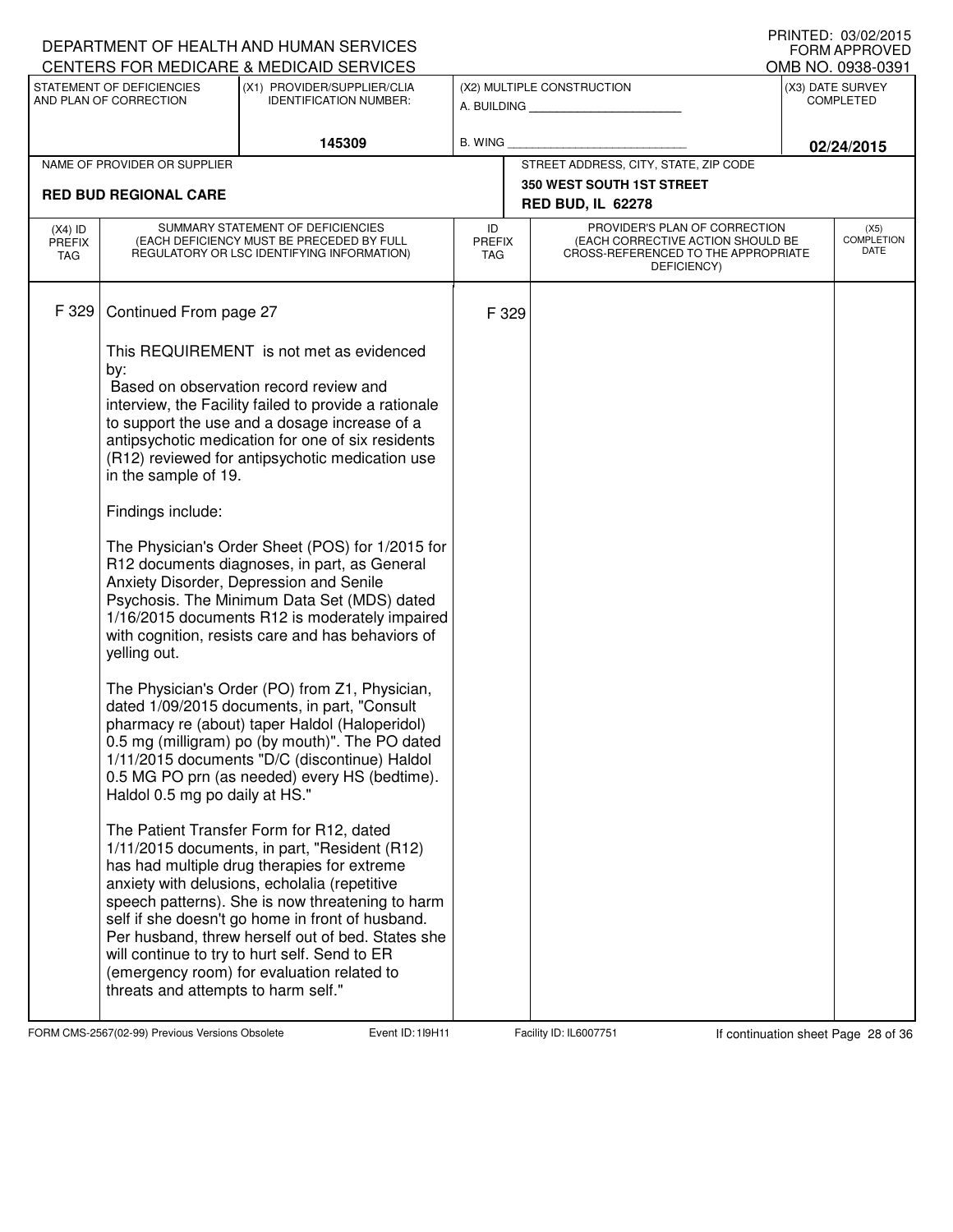DEPARTMENT OF HEALTH AND HUMAN SERVICES
CENTERS FOR MEDICARE & MEDICAID SERVICES

PRINTED: 03/02/2015
FORM APPROVED
OMB NO. 0938-0391

| STATEMENT OF DEFICIENCIES AND PLAN OF CORRECTION | (X1) PROVIDER/SUPPLIER/CLIA IDENTIFICATION NUMBER: | (X2) MULTIPLE CONSTRUCTION | (X3) DATE SURVEY COMPLETED |
|---|---|---|---|
| | 145309 | A. BUILDING ______ B. WING ______ | 02/24/2015 |

| NAME OF PROVIDER OR SUPPLIER | STREET ADDRESS, CITY, STATE, ZIP CODE |
|---|---|
| RED BUD REGIONAL CARE | 350 WEST SOUTH 1ST STREET RED BUD, IL 62278 |

| (X4) ID PREFIX TAG | SUMMARY STATEMENT OF DEFICIENCIES (EACH DEFICIENCY MUST BE PRECEDED BY FULL REGULATORY OR LSC IDENTIFYING INFORMATION) | ID PREFIX TAG | PROVIDER'S PLAN OF CORRECTION (EACH CORRECTIVE ACTION SHOULD BE CROSS-REFERENCED TO THE APPROPRIATE DEFICIENCY) | (X5) COMPLETION DATE |
|---|---|---|---|---|
| F 329 | Continued From page 27 | F 329 | | |

This REQUIREMENT is not met as evidenced by:
Based on observation record review and interview, the Facility failed to provide a rationale to support the use and a dosage increase of a antipsychotic medication for one of six residents (R12) reviewed for antipsychotic medication use in the sample of 19.

Findings include:

The Physician's Order Sheet (POS) for 1/2015 for R12 documents diagnoses, in part, as General Anxiety Disorder, Depression and Senile Psychosis. The Minimum Data Set (MDS) dated 1/16/2015 documents R12 is moderately impaired with cognition, resists care and has behaviors of yelling out.

The Physician's Order (PO) from Z1, Physician, dated 1/09/2015 documents, in part, "Consult pharmacy re (about) taper Haldol (Haloperidol) 0.5 mg (milligram) po (by mouth)". The PO dated 1/11/2015 documents "D/C (discontinue) Haldol 0.5 MG PO prn (as needed) every HS (bedtime). Haldol 0.5 mg po daily at HS."

The Patient Transfer Form for R12, dated 1/11/2015 documents, in part, "Resident (R12) has had multiple drug therapies for extreme anxiety with delusions, echolalia (repetitive speech patterns). She is now threatening to harm self if she doesn't go home in front of husband. Per husband, threw herself out of bed. States she will continue to try to hurt self. Send to ER (emergency room) for evaluation related to threats and attempts to harm self."

FORM CMS-2567(02-99) Previous Versions Obsolete | Event ID: 1I9H11 | Facility ID: IL6007751 | If continuation sheet Page 28 of 36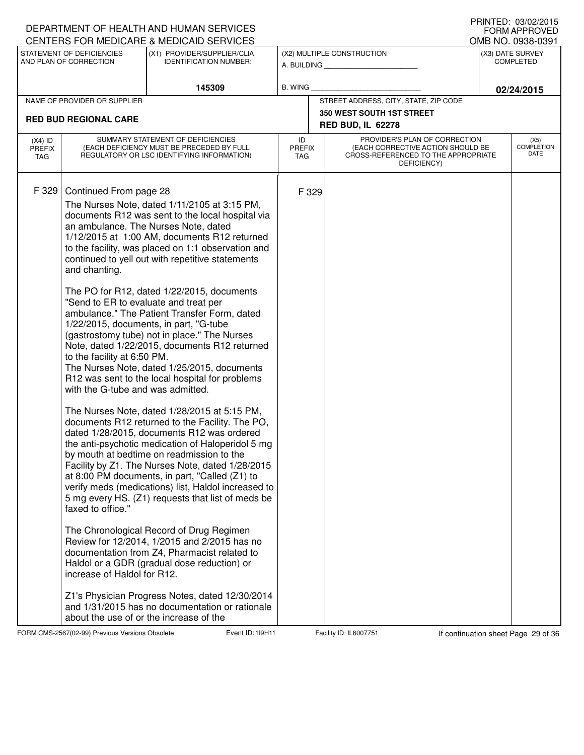DEPARTMENT OF HEALTH AND HUMAN SERVICES
CENTERS FOR MEDICARE & MEDICAID SERVICES

PRINTED: 03/02/2015
FORM APPROVED
OMB NO. 0938-0391

| STATEMENT OF DEFICIENCIES AND PLAN OF CORRECTION | (X1) PROVIDER/SUPPLIER/CLIA IDENTIFICATION NUMBER: | (X2) MULTIPLE CONSTRUCTION | (X3) DATE SURVEY COMPLETED |
|---|---|---|---|
| | 145309 | A. BUILDING ___ B. WING ___ | 02/24/2015 |

| NAME OF PROVIDER OR SUPPLIER | STREET ADDRESS, CITY, STATE, ZIP CODE |
|---|---|
| RED BUD REGIONAL CARE | 350 WEST SOUTH 1ST STREET RED BUD, IL 62278 |

| (X4) ID PREFIX TAG | SUMMARY STATEMENT OF DEFICIENCIES (EACH DEFICIENCY MUST BE PRECEDED BY FULL REGULATORY OR LSC IDENTIFYING INFORMATION) | ID PREFIX TAG | PROVIDER'S PLAN OF CORRECTION (EACH CORRECTIVE ACTION SHOULD BE CROSS-REFERENCED TO THE APPROPRIATE DEFICIENCY) | (X5) COMPLETION DATE |
|---|---|---|---|---|
| F 329 | Continued From page 28 | F 329 | | |

The Nurses Note, dated 1/11/2105 at 3:15 PM, documents R12 was sent to the local hospital via an ambulance. The Nurses Note, dated 1/12/2015 at 1:00 AM, documents R12 returned to the facility, was placed on 1:1 observation and continued to yell out with repetitive statements and chanting.

The PO for R12, dated 1/22/2015, documents "Send to ER to evaluate and treat per ambulance." The Patient Transfer Form, dated 1/22/2015, documents, in part, "G-tube (gastrostomy tube) not in place." The Nurses Note, dated 1/22/2015, documents R12 returned to the facility at 6:50 PM.
The Nurses Note, dated 1/25/2015, documents R12 was sent to the local hospital for problems with the G-tube and was admitted.

The Nurses Note, dated 1/28/2015 at 5:15 PM, documents R12 returned to the Facility. The PO, dated 1/28/2015, documents R12 was ordered the anti-psychotic medication of Haloperidol 5 mg by mouth at bedtime on readmission to the Facility by Z1. The Nurses Note, dated 1/28/2015 at 8:00 PM documents, in part, "Called (Z1) to verify meds (medications) list, Haldol increased to 5 mg every HS. (Z1) requests that list of meds be faxed to office."

The Chronological Record of Drug Regimen Review for 12/2014, 1/2015 and 2/2015 has no documentation from Z4, Pharmacist related to Haldol or a GDR (gradual dose reduction) or increase of Haldol for R12.

Z1's Physician Progress Notes, dated 12/30/2014 and 1/31/2015 has no documentation or rationale about the use of or the increase of the

FORM CMS-2567(02-99) Previous Versions Obsolete Event ID: 1I9H11 Facility ID: IL6007751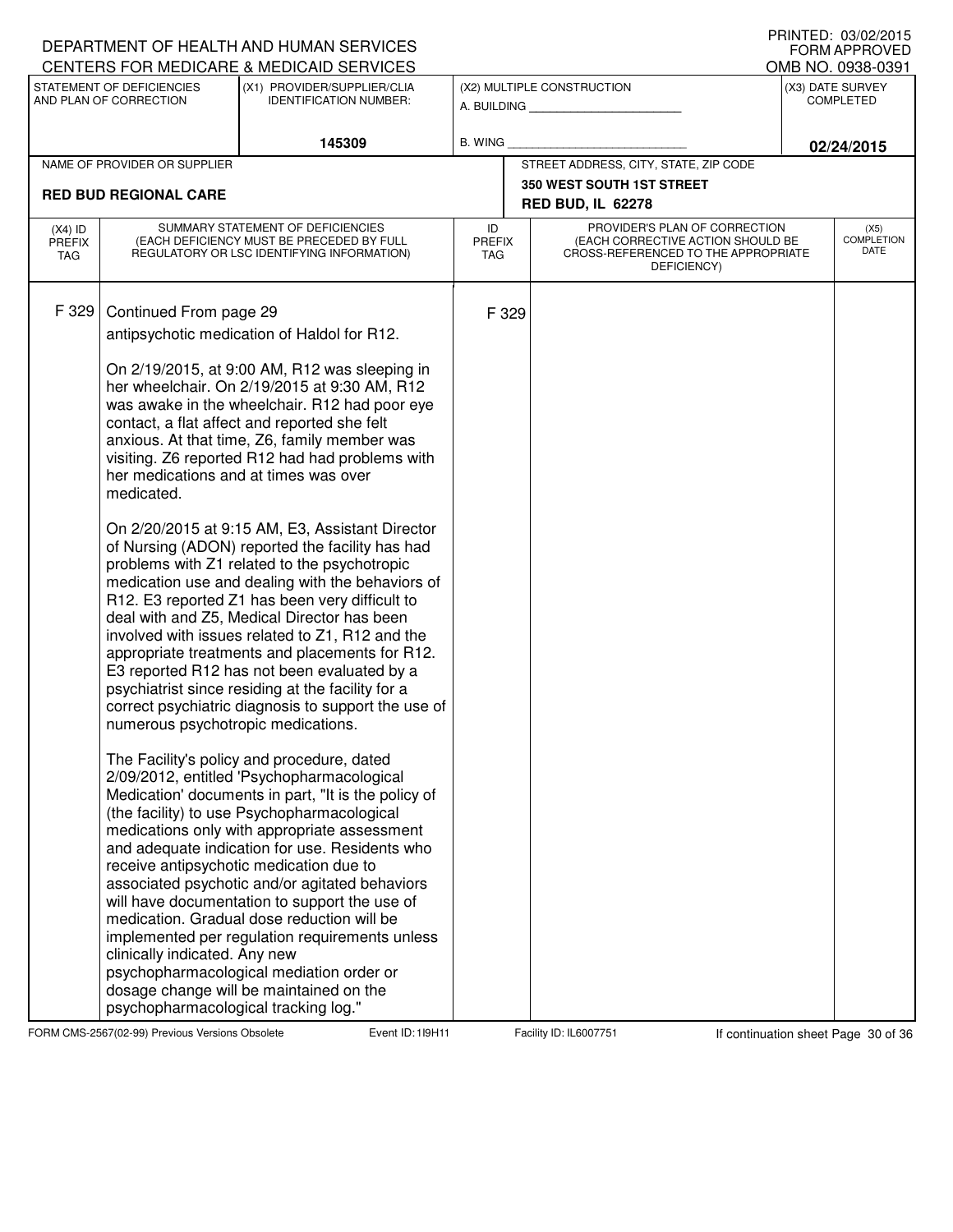DEPARTMENT OF HEALTH AND HUMAN SERVICES
CENTERS FOR MEDICARE & MEDICAID SERVICES

PRINTED: 03/02/2015
FORM APPROVED
OMB NO. 0938-0391

| STATEMENT OF DEFICIENCIES AND PLAN OF CORRECTION | (X1) PROVIDER/SUPPLIER/CLIA IDENTIFICATION NUMBER: | (X2) MULTIPLE CONSTRUCTION | (X3) DATE SURVEY COMPLETED |
|---|---|---|---|
| | 145309 | A. BUILDING ______ B. WING ______ | 02/24/2015 |

| NAME OF PROVIDER OR SUPPLIER | STREET ADDRESS, CITY, STATE, ZIP CODE |
|---|---|
| RED BUD REGIONAL CARE | 350 WEST SOUTH 1ST STREET RED BUD, IL 62278 |

| (X4) ID PREFIX TAG | SUMMARY STATEMENT OF DEFICIENCIES (EACH DEFICIENCY MUST BE PRECEDED BY FULL REGULATORY OR LSC IDENTIFYING INFORMATION) | ID PREFIX TAG | PROVIDER'S PLAN OF CORRECTION (EACH CORRECTIVE ACTION SHOULD BE CROSS-REFERENCED TO THE APPROPRIATE DEFICIENCY) | (X5) COMPLETION DATE |
|---|---|---|---|---|
| F 329 | Continued From page 29<br>antipsychotic medication of Haldol for R12.<br><br>On 2/19/2015, at 9:00 AM, R12 was sleeping in her wheelchair. On 2/19/2015 at 9:30 AM, R12 was awake in the wheelchair. R12 had poor eye contact, a flat affect and reported she felt anxious. At that time, Z6, family member was visiting. Z6 reported R12 had had problems with her medications and at times was over medicated.<br><br>On 2/20/2015 at 9:15 AM, E3, Assistant Director of Nursing (ADON) reported the facility has had problems with Z1 related to the psychotropic medication use and dealing with the behaviors of R12. E3 reported Z1 has been very difficult to deal with and Z5, Medical Director has been involved with issues related to Z1, R12 and the appropriate treatments and placements for R12. E3 reported R12 has not been evaluated by a psychiatrist since residing at the facility for a correct psychiatric diagnosis to support the use of numerous psychotropic medications.<br><br>The Facility's policy and procedure, dated 2/09/2012, entitled 'Psychopharmacological Medication' documents in part, "It is the policy of (the facility) to use Psychopharmacological medications only with appropriate assessment and adequate indication for use. Residents who receive antipsychotic medication due to associated psychotic and/or agitated behaviors will have documentation to support the use of medication. Gradual dose reduction will be implemented per regulation requirements unless clinically indicated. Any new psychopharmacological mediation order or dosage change will be maintained on the psychopharmacological tracking log." | F 329 | | |

FORM CMS-2567(02-99) Previous Versions Obsolete Event ID: 1I9H11 Facility ID: IL6007751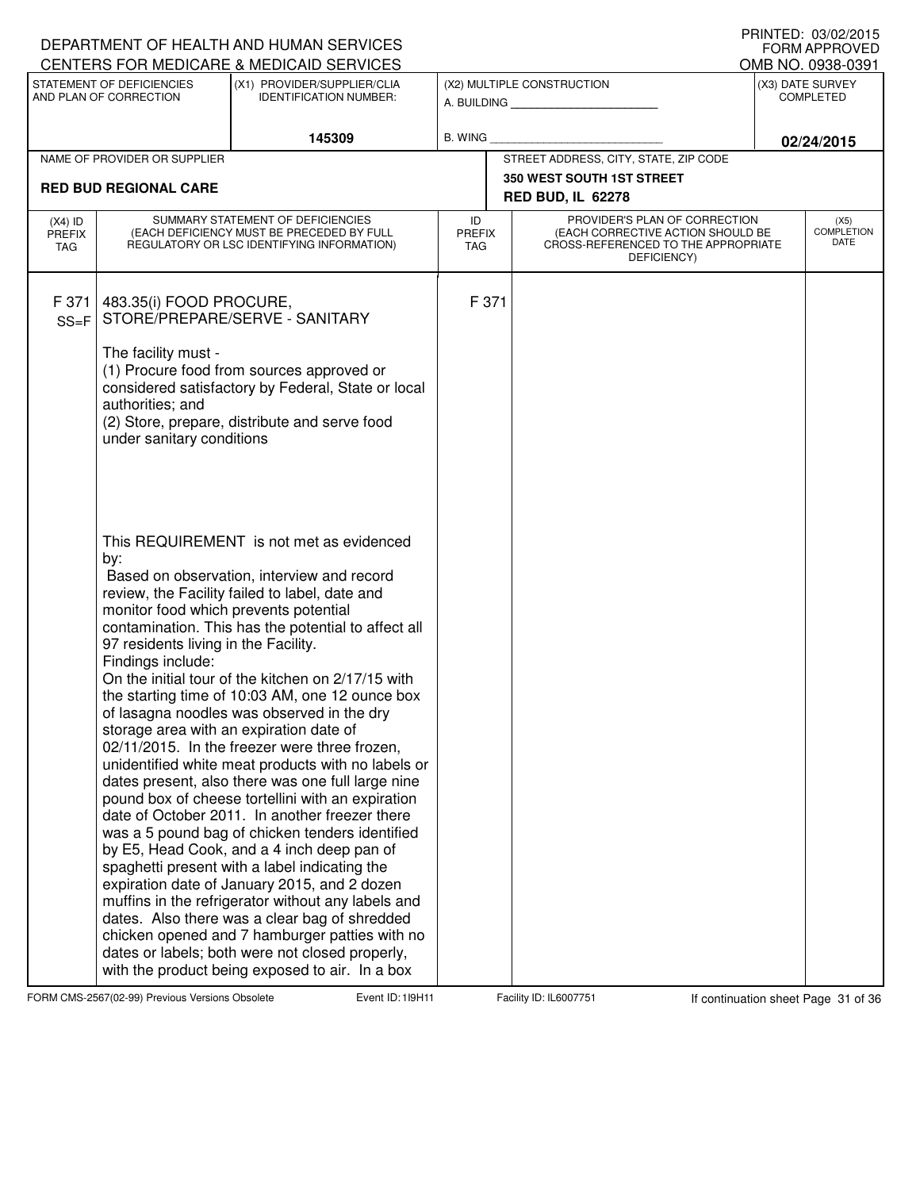DEPARTMENT OF HEALTH AND HUMAN SERVICES
CENTERS FOR MEDICARE & MEDICAID SERVICES

PRINTED: 03/02/2015
FORM APPROVED
OMB NO. 0938-0391

| STATEMENT OF DEFICIENCIES AND PLAN OF CORRECTION | (X1) PROVIDER/SUPPLIER/CLIA IDENTIFICATION NUMBER: | (X2) MULTIPLE CONSTRUCTION | (X3) DATE SURVEY COMPLETED |
|---|---|---|---|
| | 145309 | A. BUILDING ______ B. WING ______ | 02/24/2015 |

| NAME OF PROVIDER OR SUPPLIER | STREET ADDRESS, CITY, STATE, ZIP CODE |
|---|---|
| RED BUD REGIONAL CARE | 350 WEST SOUTH 1ST STREET RED BUD, IL 62278 |

| (X4) ID PREFIX TAG | SUMMARY STATEMENT OF DEFICIENCIES (EACH DEFICIENCY MUST BE PRECEDED BY FULL REGULATORY OR LSC IDENTIFYING INFORMATION) | ID PREFIX TAG | PROVIDER'S PLAN OF CORRECTION (EACH CORRECTIVE ACTION SHOULD BE CROSS-REFERENCED TO THE APPROPRIATE DEFICIENCY) | (X5) COMPLETION DATE |
|---|---|---|---|---|
| F 371 SS=F | 483.35(i) FOOD PROCURE, STORE/PREPARE/SERVE - SANITARY<br><br>The facility must -<br>(1) Procure food from sources approved or considered satisfactory by Federal, State or local authorities; and<br>(2) Store, prepare, distribute and serve food under sanitary conditions<br><br>This REQUIREMENT is not met as evidenced by:<br>Based on observation, interview and record review, the Facility failed to label, date and monitor food which prevents potential contamination. This has the potential to affect all 97 residents living in the Facility.<br>Findings include:<br>On the initial tour of the kitchen on 2/17/15 with the starting time of 10:03 AM, one 12 ounce box of lasagna noodles was observed in the dry storage area with an expiration date of 02/11/2015. In the freezer were three frozen, unidentified white meat products with no labels or dates present, also there was one full large nine pound box of cheese tortellini with an expiration date of October 2011. In another freezer there was a 5 pound bag of chicken tenders identified by E5, Head Cook, and a 4 inch deep pan of spaghetti present with a label indicating the expiration date of January 2015, and 2 dozen muffins in the refrigerator without any labels and dates. Also there was a clear bag of shredded chicken opened and 7 hamburger patties with no dates or labels; both were not closed properly, with the product being exposed to air. In a box | F 371 | | |

FORM CMS-2567(02-99) Previous Versions Obsolete | Event ID: 1I9H11 | Facility ID: IL6007751 | If continuation sheet Page 31 of 36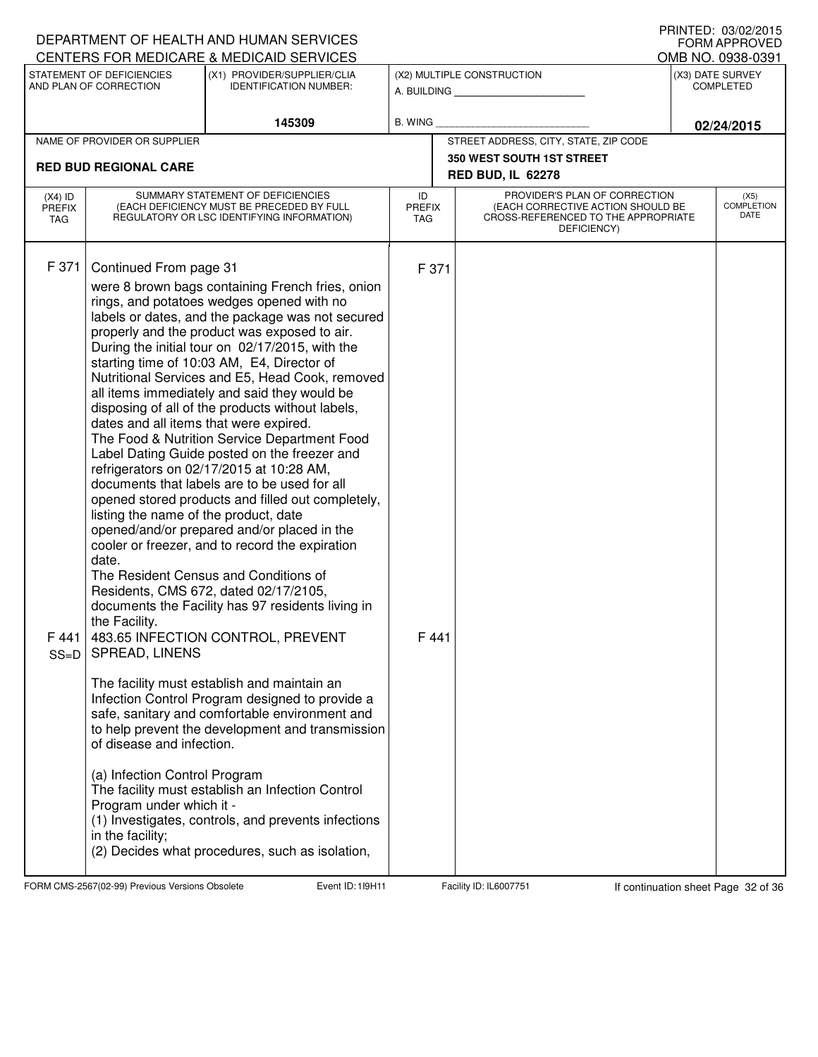DEPARTMENT OF HEALTH AND HUMAN SERVICES
CENTERS FOR MEDICARE & MEDICAID SERVICES

PRINTED: 03/02/2015
FORM APPROVED
OMB NO. 0938-0391

| STATEMENT OF DEFICIENCIES AND PLAN OF CORRECTION | (X1) PROVIDER/SUPPLIER/CLIA IDENTIFICATION NUMBER: | (X2) MULTIPLE CONSTRUCTION | (X3) DATE SURVEY COMPLETED |
|---|---|---|---|
| | 145309 | A. BUILDING ______ B. WING ______ | 02/24/2015 |

| NAME OF PROVIDER OR SUPPLIER | STREET ADDRESS, CITY, STATE, ZIP CODE |
|---|---|
| RED BUD REGIONAL CARE | 350 WEST SOUTH 1ST STREET RED BUD, IL 62278 |

| (X4) ID PREFIX TAG | SUMMARY STATEMENT OF DEFICIENCIES (EACH DEFICIENCY MUST BE PRECEDED BY FULL REGULATORY OR LSC IDENTIFYING INFORMATION) | ID PREFIX TAG | PROVIDER'S PLAN OF CORRECTION (EACH CORRECTIVE ACTION SHOULD BE CROSS-REFERENCED TO THE APPROPRIATE DEFICIENCY) | (X5) COMPLETION DATE |
|---|---|---|---|---|
| F 371 | Continued From page 31<br>were 8 brown bags containing French fries, onion rings, and potatoes wedges opened with no labels or dates, and the package was not secured properly and the product was exposed to air.<br>During the initial tour on 02/17/2015, with the starting time of 10:03 AM, E4, Director of Nutritional Services and E5, Head Cook, removed all items immediately and said they would be disposing of all of the products without labels, dates and all items that were expired.<br>The Food & Nutrition Service Department Food Label Dating Guide posted on the freezer and refrigerators on 02/17/2015 at 10:28 AM, documents that labels are to be used for all opened stored products and filled out completely, listing the name of the product, date opened/and/or prepared and/or placed in the cooler or freezer, and to record the expiration date.<br>The Resident Census and Conditions of Residents, CMS 672, dated 02/17/2105, documents the Facility has 97 residents living in the Facility. | F 371 | | |
| F 441 SS=D | 483.65 INFECTION CONTROL, PREVENT SPREAD, LINENS<br><br>The facility must establish and maintain an Infection Control Program designed to provide a safe, sanitary and comfortable environment and to help prevent the development and transmission of disease and infection.<br><br>(a) Infection Control Program<br>The facility must establish an Infection Control Program under which it -<br>(1) Investigates, controls, and prevents infections in the facility;<br>(2) Decides what procedures, such as isolation, | F 441 | | |

FORM CMS-2567(02-99) Previous Versions Obsolete Event ID: 1I9H11 Facility ID: IL6007751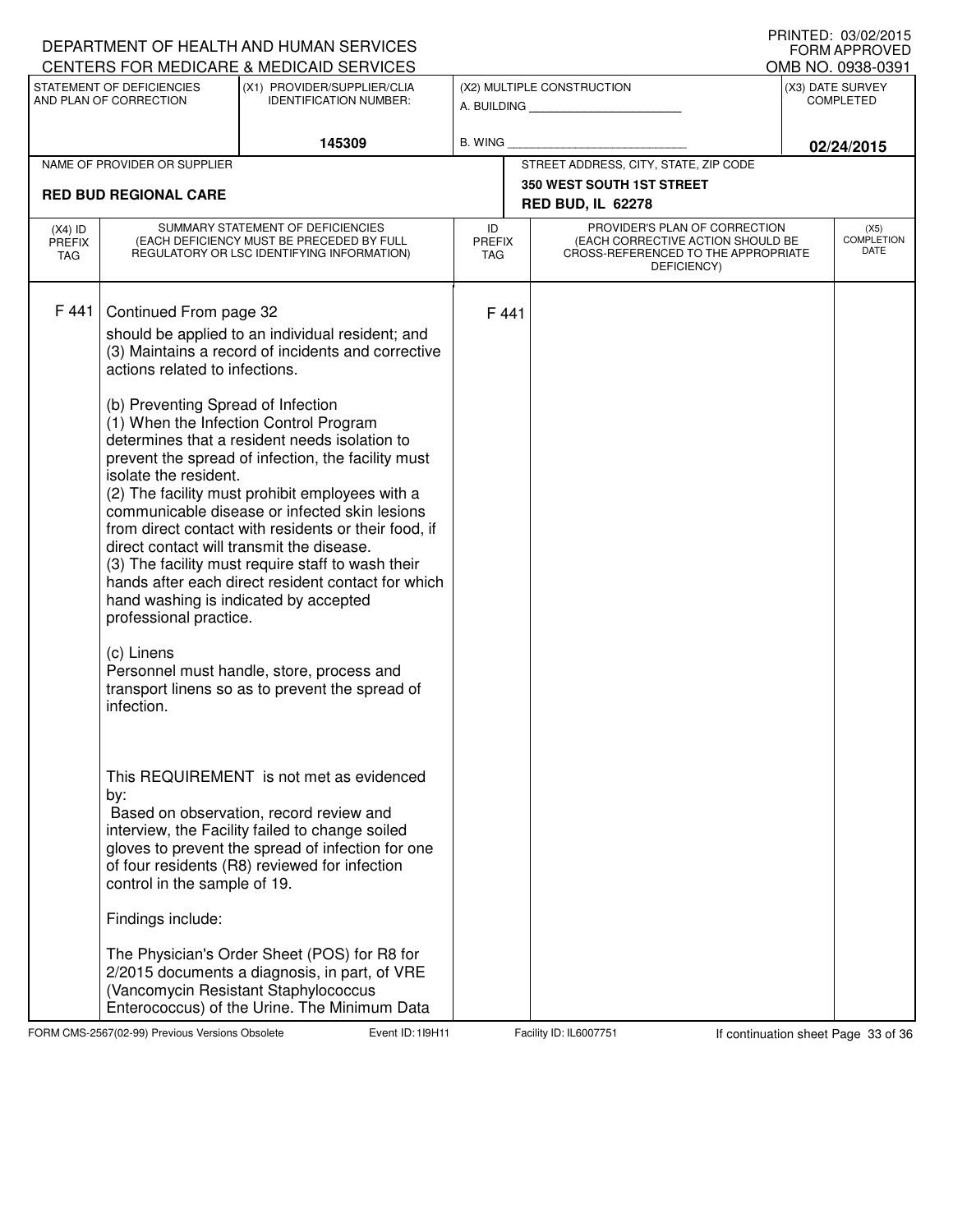DEPARTMENT OF HEALTH AND HUMAN SERVICES
CENTERS FOR MEDICARE & MEDICAID SERVICES

PRINTED: 03/02/2015
FORM APPROVED
OMB NO. 0938-0391

| STATEMENT OF DEFICIENCIES AND PLAN OF CORRECTION | (X1) PROVIDER/SUPPLIER/CLIA IDENTIFICATION NUMBER: | (X2) MULTIPLE CONSTRUCTION | (X3) DATE SURVEY COMPLETED |
|---|---|---|---|
| | 145309 | A. BUILDING ______ B. WING ______ | 02/24/2015 |

| NAME OF PROVIDER OR SUPPLIER | STREET ADDRESS, CITY, STATE, ZIP CODE |
|---|---|
| RED BUD REGIONAL CARE | 350 WEST SOUTH 1ST STREET RED BUD, IL 62278 |

| (X4) ID PREFIX TAG | SUMMARY STATEMENT OF DEFICIENCIES (EACH DEFICIENCY MUST BE PRECEDED BY FULL REGULATORY OR LSC IDENTIFYING INFORMATION) | ID PREFIX TAG | PROVIDER'S PLAN OF CORRECTION (EACH CORRECTIVE ACTION SHOULD BE CROSS-REFERENCED TO THE APPROPRIATE DEFICIENCY) | (X5) COMPLETION DATE |
|---|---|---|---|---|
| F 441 | Continued From page 32<br>should be applied to an individual resident; and<br>(3) Maintains a record of incidents and corrective actions related to infections.<br><br>(b) Preventing Spread of Infection<br>(1) When the Infection Control Program determines that a resident needs isolation to prevent the spread of infection, the facility must isolate the resident.<br>(2) The facility must prohibit employees with a communicable disease or infected skin lesions from direct contact with residents or their food, if direct contact will transmit the disease.<br>(3) The facility must require staff to wash their hands after each direct resident contact for which hand washing is indicated by accepted professional practice.<br><br>(c) Linens<br>Personnel must handle, store, process and transport linens so as to prevent the spread of infection.<br><br>This REQUIREMENT is not met as evidenced by:<br>Based on observation, record review and interview, the Facility failed to change soiled gloves to prevent the spread of infection for one of four residents (R8) reviewed for infection control in the sample of 19.<br><br>Findings include:<br><br>The Physician's Order Sheet (POS) for R8 for 2/2015 documents a diagnosis, in part, of VRE (Vancomycin Resistant Staphylococcus Enterococcus) of the Urine. The Minimum Data | F 441 | | |

FORM CMS-2567(02-99) Previous Versions Obsolete Event ID: 1I9H11 Facility ID: IL6007751 If continuation sheet Page 33 of 36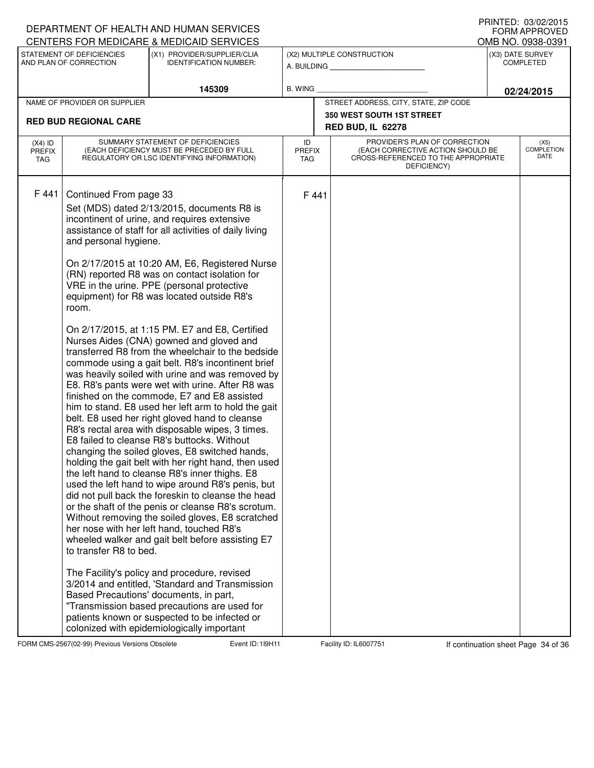DEPARTMENT OF HEALTH AND HUMAN SERVICES
CENTERS FOR MEDICARE & MEDICAID SERVICES

PRINTED: 03/02/2015
FORM APPROVED
OMB NO. 0938-0391

| STATEMENT OF DEFICIENCIES AND PLAN OF CORRECTION | (X1) PROVIDER/SUPPLIER/CLIA IDENTIFICATION NUMBER: | (X2) MULTIPLE CONSTRUCTION | (X3) DATE SURVEY COMPLETED |
|---|---|---|---|
| | 145309 | A. BUILDING ______ B. WING ______ | 02/24/2015 |

| NAME OF PROVIDER OR SUPPLIER | STREET ADDRESS, CITY, STATE, ZIP CODE |
|---|---|
| RED BUD REGIONAL CARE | 350 WEST SOUTH 1ST STREET RED BUD, IL 62278 |

| (X4) ID PREFIX TAG | SUMMARY STATEMENT OF DEFICIENCIES (EACH DEFICIENCY MUST BE PRECEDED BY FULL REGULATORY OR LSC IDENTIFYING INFORMATION) | ID PREFIX TAG | PROVIDER'S PLAN OF CORRECTION (EACH CORRECTIVE ACTION SHOULD BE CROSS-REFERENCED TO THE APPROPRIATE DEFICIENCY) | (X5) COMPLETION DATE |
|---|---|---|---|---|
| F 441 | Continued From page 33<br>Set (MDS) dated 2/13/2015, documents R8 is incontinent of urine, and requires extensive assistance of staff for all activities of daily living and personal hygiene.<br><br>On 2/17/2015 at 10:20 AM, E6, Registered Nurse (RN) reported R8 was on contact isolation for VRE in the urine. PPE (personal protective equipment) for R8 was located outside R8's room.<br><br>On 2/17/2015, at 1:15 PM. E7 and E8, Certified Nurses Aides (CNA) gowned and gloved and transferred R8 from the wheelchair to the bedside commode using a gait belt. R8's incontinent brief was heavily soiled with urine and was removed by E8. R8's pants were wet with urine. After R8 was finished on the commode, E7 and E8 assisted him to stand. E8 used her left arm to hold the gait belt. E8 used her right gloved hand to cleanse R8's rectal area with disposable wipes, 3 times. E8 failed to cleanse R8's buttocks. Without changing the soiled gloves, E8 switched hands, holding the gait belt with her right hand, then used the left hand to cleanse R8's inner thighs. E8 used the left hand to wipe around R8's penis, but did not pull back the foreskin to cleanse the head or the shaft of the penis or cleanse R8's scrotum. Without removing the soiled gloves, E8 scratched her nose with her left hand, touched R8's wheeled walker and gait belt before assisting E7 to transfer R8 to bed.<br><br>The Facility's policy and procedure, revised 3/2014 and entitled, 'Standard and Transmission Based Precautions' documents, in part, "Transmission based precautions are used for patients known or suspected to be infected or colonized with epidemiologically important | F 441 | | |

FORM CMS-2567(02-99) Previous Versions Obsolete Event ID: 1I9H11 Facility ID: IL6007751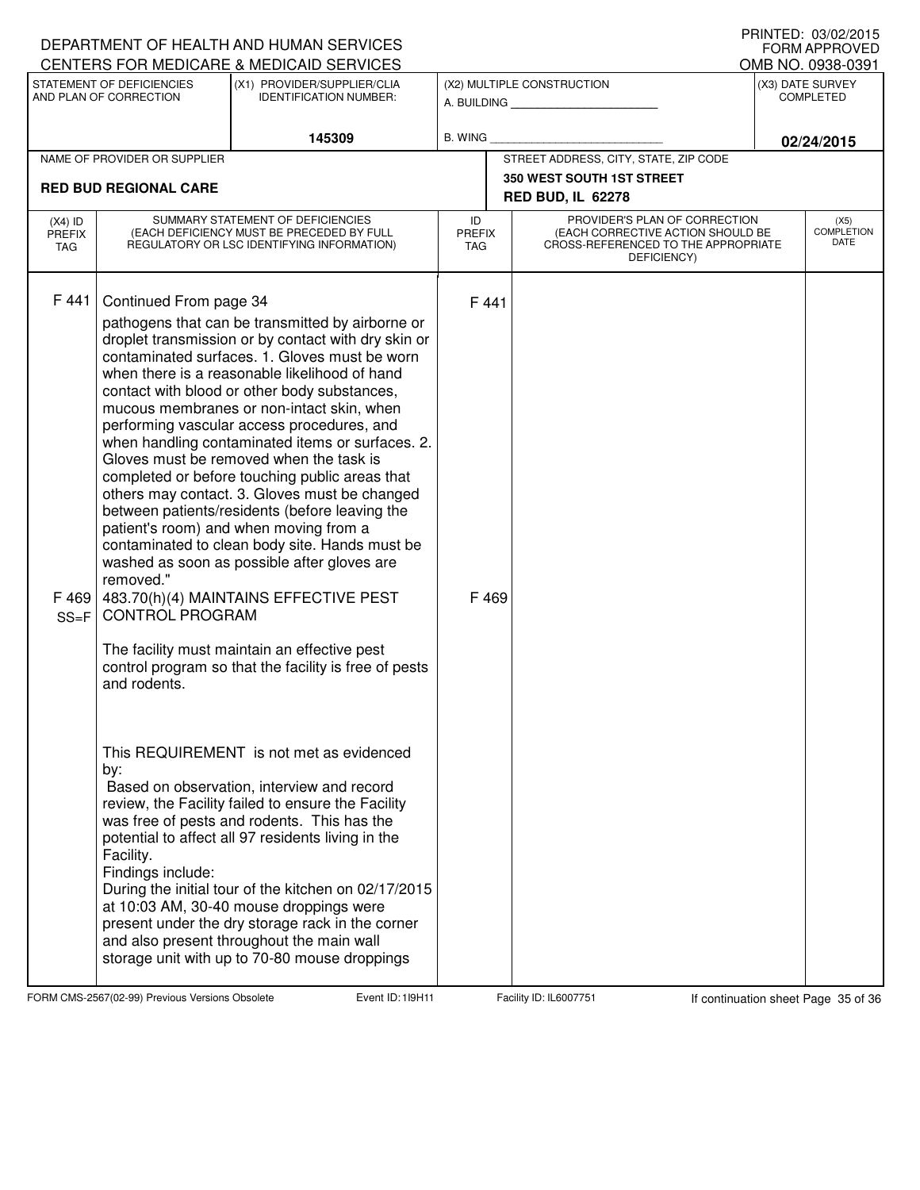DEPARTMENT OF HEALTH AND HUMAN SERVICES
CENTERS FOR MEDICARE & MEDICAID SERVICES

PRINTED: 03/02/2015
FORM APPROVED
OMB NO. 0938-0391

| STATEMENT OF DEFICIENCIES AND PLAN OF CORRECTION | (X1) PROVIDER/SUPPLIER/CLIA IDENTIFICATION NUMBER: | (X2) MULTIPLE CONSTRUCTION | (X3) DATE SURVEY COMPLETED |
|---|---|---|---|
| | 145309 | A. BUILDING ___ B. WING ___ | 02/24/2015 |

| NAME OF PROVIDER OR SUPPLIER | STREET ADDRESS, CITY, STATE, ZIP CODE |
|---|---|
| RED BUD REGIONAL CARE | 350 WEST SOUTH 1ST STREET RED BUD, IL 62278 |

| (X4) ID PREFIX TAG | SUMMARY STATEMENT OF DEFICIENCIES (EACH DEFICIENCY MUST BE PRECEDED BY FULL REGULATORY OR LSC IDENTIFYING INFORMATION) | ID PREFIX TAG | PROVIDER'S PLAN OF CORRECTION (EACH CORRECTIVE ACTION SHOULD BE CROSS-REFERENCED TO THE APPROPRIATE DEFICIENCY) | (X5) COMPLETION DATE |
|---|---|---|---|---|
| F 441 | Continued From page 34 pathogens that can be transmitted by airborne or droplet transmission or by contact with dry skin or contaminated surfaces. 1. Gloves must be worn when there is a reasonable likelihood of hand contact with blood or other body substances, mucous membranes or non-intact skin, when performing vascular access procedures, and when handling contaminated items or surfaces. 2. Gloves must be removed when the task is completed or before touching public areas that others may contact. 3. Gloves must be changed between patients/residents (before leaving the patient's room) and when moving from a contaminated to clean body site. Hands must be washed as soon as possible after gloves are removed." | F 441 | | |
| F 469 SS=F | 483.70(h)(4) MAINTAINS EFFECTIVE PEST CONTROL PROGRAM<br><br>The facility must maintain an effective pest control program so that the facility is free of pests and rodents.<br><br>This REQUIREMENT is not met as evidenced by:<br>Based on observation, interview and record review, the Facility failed to ensure the Facility was free of pests and rodents. This has the potential to affect all 97 residents living in the Facility.<br>Findings include:<br>During the initial tour of the kitchen on 02/17/2015 at 10:03 AM, 30-40 mouse droppings were present under the dry storage rack in the corner and also present throughout the main wall storage unit with up to 70-80 mouse droppings | F 469 | | |

FORM CMS-2567(02-99) Previous Versions Obsolete Event ID: 1I9H11 Facility ID: IL6007751 If continuation sheet Page 35 of 36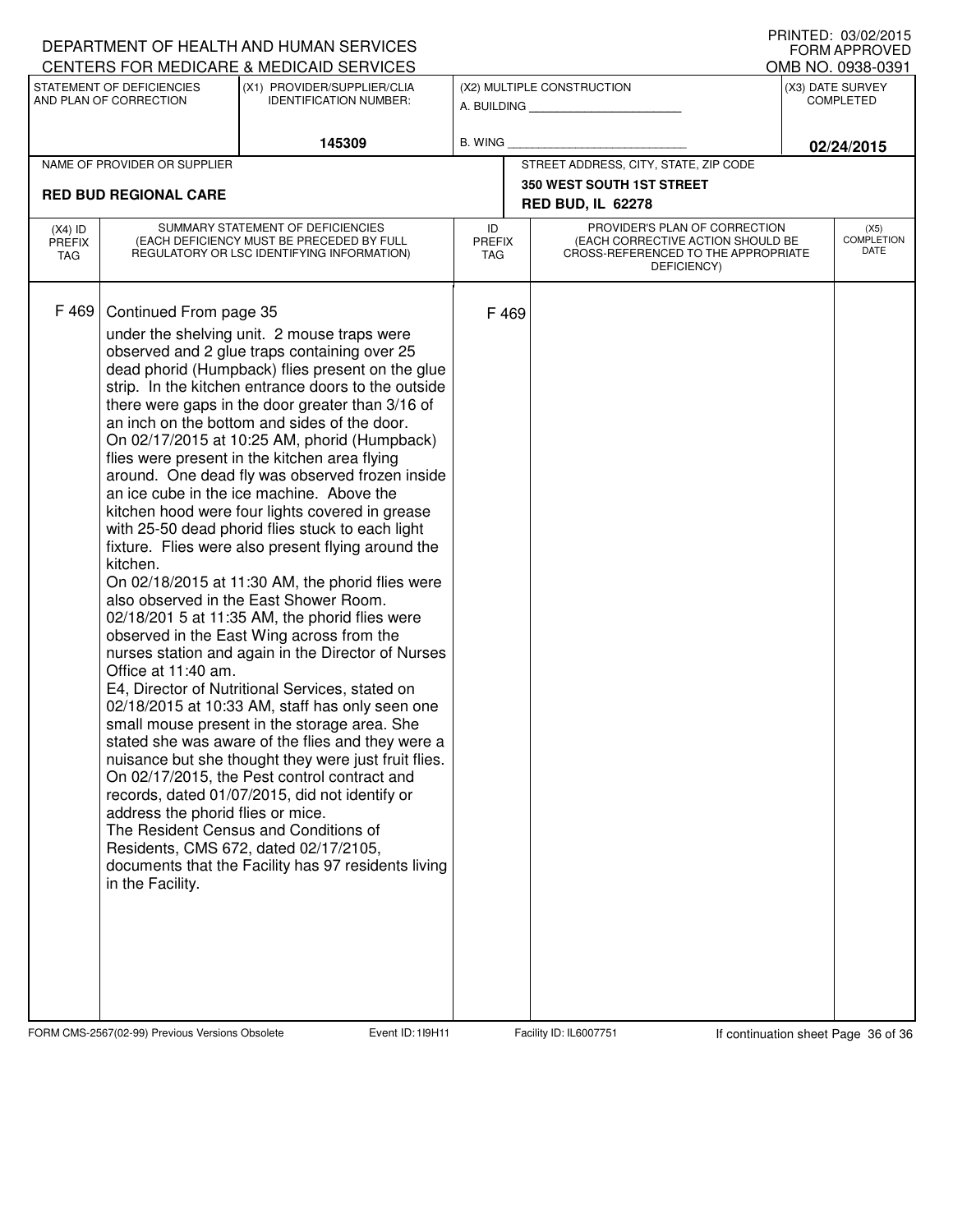DEPARTMENT OF HEALTH AND HUMAN SERVICES
CENTERS FOR MEDICARE & MEDICAID SERVICES

PRINTED: 03/02/2015
FORM APPROVED
OMB NO. 0938-0391

| STATEMENT OF DEFICIENCIES AND PLAN OF CORRECTION | (X1) PROVIDER/SUPPLIER/CLIA IDENTIFICATION NUMBER: | (X2) MULTIPLE CONSTRUCTION | (X3) DATE SURVEY COMPLETED |
|---|---|---|---|
| | 145309 | A. BUILDING ______ B. WING ______ | 02/24/2015 |

| NAME OF PROVIDER OR SUPPLIER | STREET ADDRESS, CITY, STATE, ZIP CODE |
|---|---|
| RED BUD REGIONAL CARE | 350 WEST SOUTH 1ST STREET RED BUD, IL 62278 |

| (X4) ID PREFIX TAG | SUMMARY STATEMENT OF DEFICIENCIES (EACH DEFICIENCY MUST BE PRECEDED BY FULL REGULATORY OR LSC IDENTIFYING INFORMATION) | ID PREFIX TAG | PROVIDER'S PLAN OF CORRECTION (EACH CORRECTIVE ACTION SHOULD BE CROSS-REFERENCED TO THE APPROPRIATE DEFICIENCY) | (X5) COMPLETION DATE |
|---|---|---|---|---|
| F 469 | Continued From page 35 | F 469 | | |

under the shelving unit. 2 mouse traps were observed and 2 glue traps containing over 25 dead phorid (Humpback) flies present on the glue strip. In the kitchen entrance doors to the outside there were gaps in the door greater than 3/16 of an inch on the bottom and sides of the door.
On 02/17/2015 at 10:25 AM, phorid (Humpback) flies were present in the kitchen area flying around. One dead fly was observed frozen inside an ice cube in the ice machine. Above the kitchen hood were four lights covered in grease with 25-50 dead phorid flies stuck to each light fixture. Flies were also present flying around the kitchen.
On 02/18/2015 at 11:30 AM, the phorid flies were also observed in the East Shower Room.
02/18/201 5 at 11:35 AM, the phorid flies were observed in the East Wing across from the nurses station and again in the Director of Nurses Office at 11:40 am.
E4, Director of Nutritional Services, stated on 02/18/2015 at 10:33 AM, staff has only seen one small mouse present in the storage area. She stated she was aware of the flies and they were a nuisance but she thought they were just fruit flies.
On 02/17/2015, the Pest control contract and records, dated 01/07/2015, did not identify or address the phorid flies or mice.
The Resident Census and Conditions of Residents, CMS 672, dated 02/17/2105, documents that the Facility has 97 residents living in the Facility.

FORM CMS-2567(02-99) Previous Versions Obsolete Event ID: 1I9H11 Facility ID: IL6007751 If continuation sheet Page 36 of 36